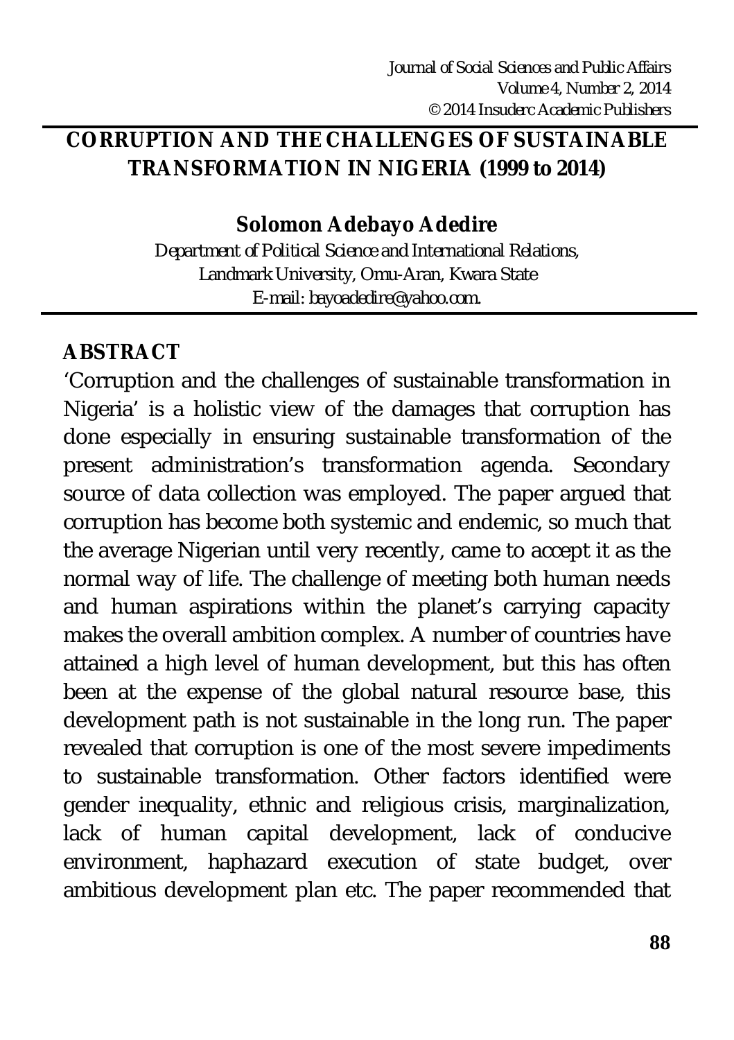# CORRUPTION AND THE CHALLENGES OF SUSTAINABLE TRANSFORMATION IN NIGERIA (1999 to 2014)

**Solomon Adebayo Adedire**

*Department of Political Science and International Relations, Landmark University, Omu-Aran, Kwara State*
*E-mail: bayoadedire@yahoo.com.*

## ABSTRACT

'Corruption and the challenges of sustainable transformation in Nigeria' is a holistic view of the damages that corruption has done especially in ensuring sustainable transformation of the present administration's transformation agenda. Secondary source of data collection was employed. The paper argued that corruption has become both systemic and endemic, so much that the average Nigerian until very recently, came to accept it as the normal way of life. The challenge of meeting both human needs and human aspirations within the planet's carrying capacity makes the overall ambition complex. A number of countries have attained a high level of human development, but this has often been at the expense of the global natural resource base, this development path is not sustainable in the long run. The paper revealed that corruption is one of the most severe impediments to sustainable transformation. Other factors identified were gender inequality, ethnic and religious crisis, marginalization, lack of human capital development, lack of conducive environment, haphazard execution of state budget, over ambitious development plan etc. The paper recommended that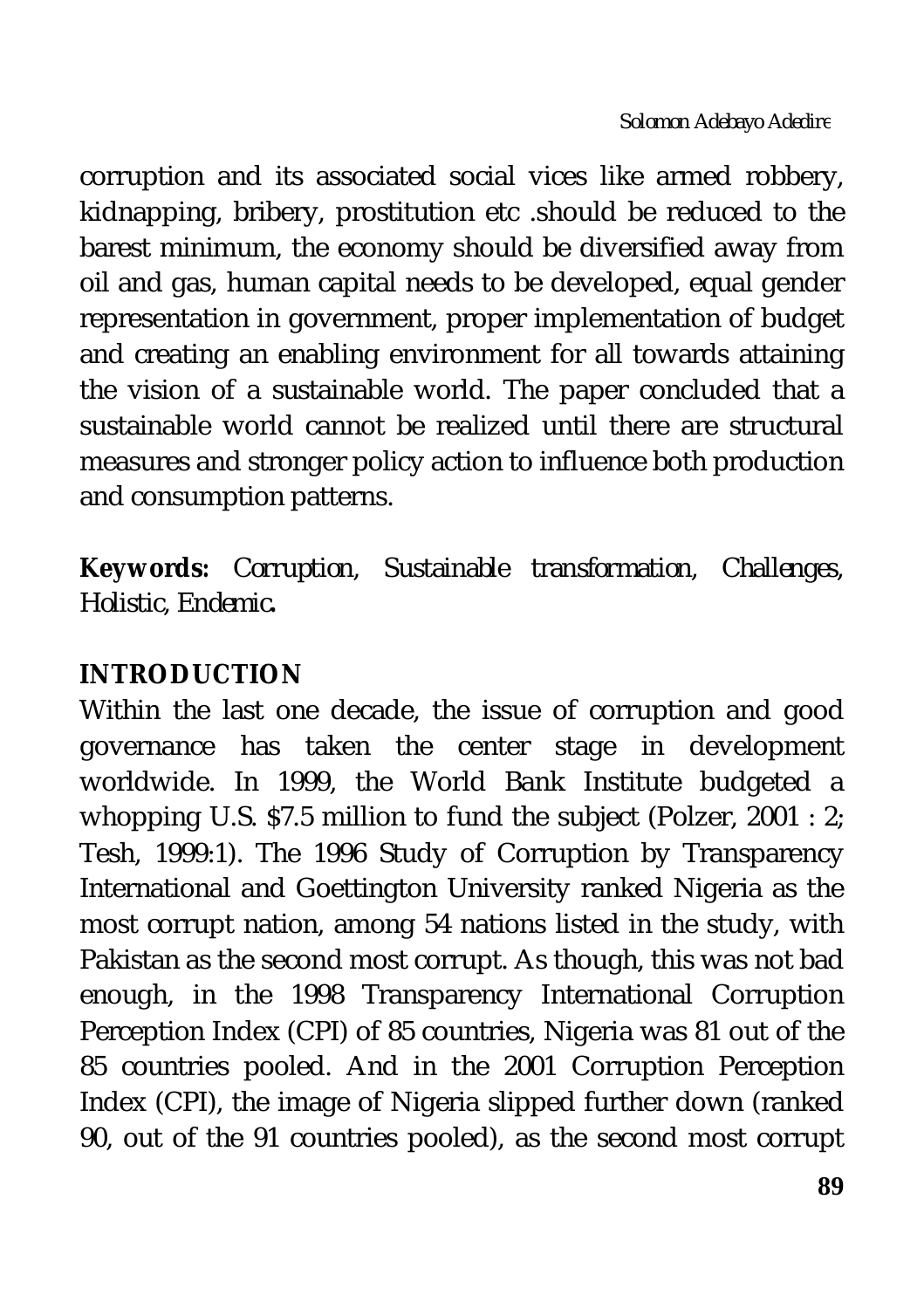corruption and its associated social vices like armed robbery, kidnapping, bribery, prostitution etc .should be reduced to the barest minimum, the economy should be diversified away from oil and gas, human capital needs to be developed, equal gender representation in government, proper implementation of budget and creating an enabling environment for all towards attaining the vision of a sustainable world. The paper concluded that a sustainable world cannot be realized until there are structural measures and stronger policy action to influence both production and consumption patterns.

**Keywords:** *Corruption, Sustainable transformation, Challenges, Holistic, Endemic.*

## INTRODUCTION

Within the last one decade, the issue of corruption and good governance has taken the center stage in development worldwide. In 1999, the World Bank Institute budgeted a whopping U.S. $7.5 million to fund the subject (Polzer, 2001 : 2; Tesh, 1999:1). The 1996 Study of Corruption by Transparency International and Goettington University ranked Nigeria as the most corrupt nation, among 54 nations listed in the study, with Pakistan as the second most corrupt. As though, this was not bad enough, in the 1998 Transparency International Corruption Perception Index (CPI) of 85 countries, Nigeria was 81 out of the 85 countries pooled. And in the 2001 Corruption Perception Index (CPI), the image of Nigeria slipped further down (ranked 90, out of the 91 countries pooled), as the second most corrupt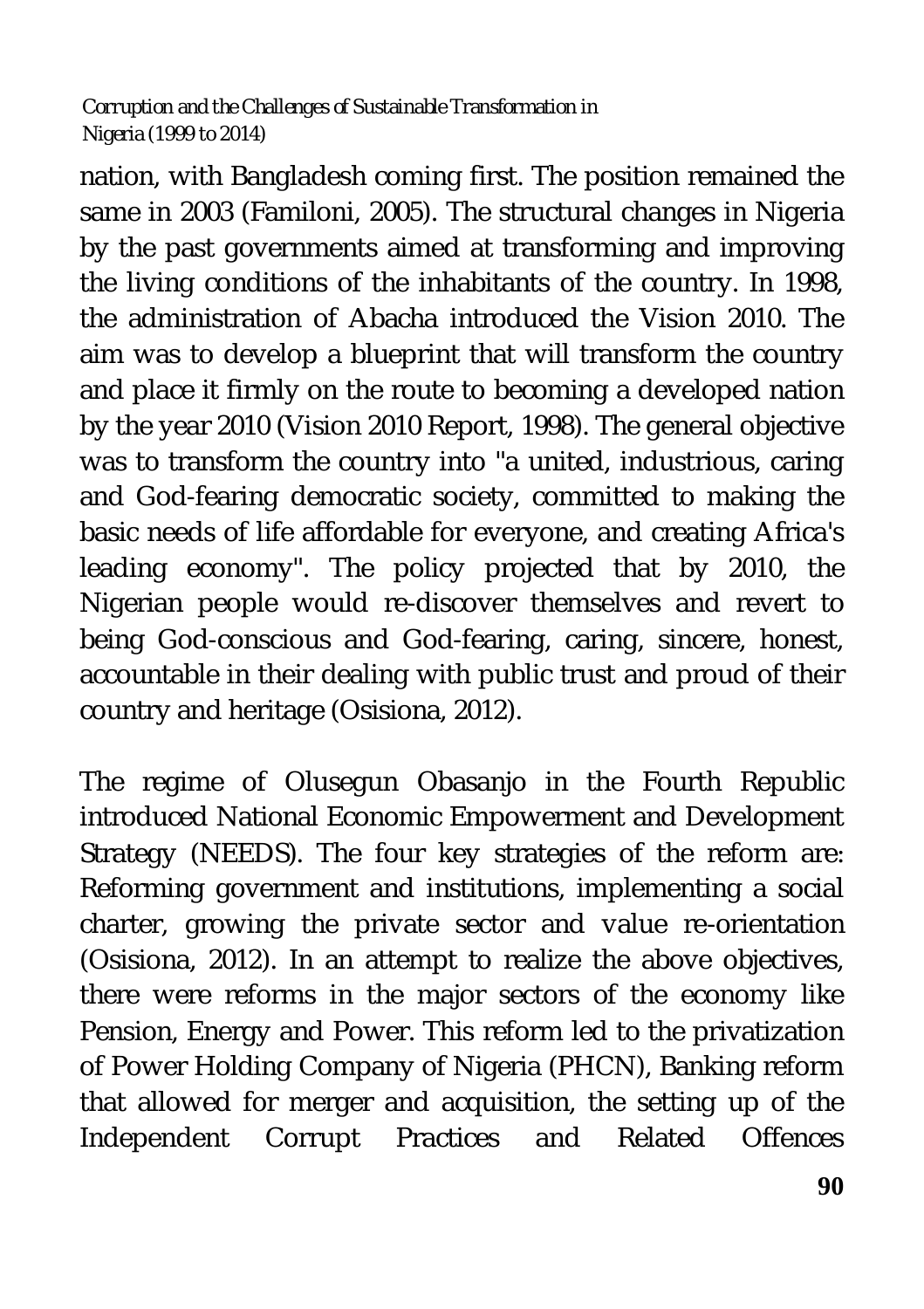nation, with Bangladesh coming first. The position remained the same in 2003 (Familoni, 2005). The structural changes in Nigeria by the past governments aimed at transforming and improving the living conditions of the inhabitants of the country. In 1998, the administration of Abacha introduced the Vision 2010. The aim was to develop a blueprint that will transform the country and place it firmly on the route to becoming a developed nation by the year 2010 (Vision 2010 Report, 1998). The general objective was to transform the country into "a united, industrious, caring and God-fearing democratic society, committed to making the basic needs of life affordable for everyone, and creating Africa's leading economy". The policy projected that by 2010, the Nigerian people would re-discover themselves and revert to being God-conscious and God-fearing, caring, sincere, honest, accountable in their dealing with public trust and proud of their country and heritage (Osisiona, 2012).

The regime of Olusegun Obasanjo in the Fourth Republic introduced National Economic Empowerment and Development Strategy (NEEDS). The four key strategies of the reform are: Reforming government and institutions, implementing a social charter, growing the private sector and value re-orientation (Osisiona, 2012). In an attempt to realize the above objectives, there were reforms in the major sectors of the economy like Pension, Energy and Power. This reform led to the privatization of Power Holding Company of Nigeria (PHCN), Banking reform that allowed for merger and acquisition, the setting up of the Independent Corrupt Practices and Related Offences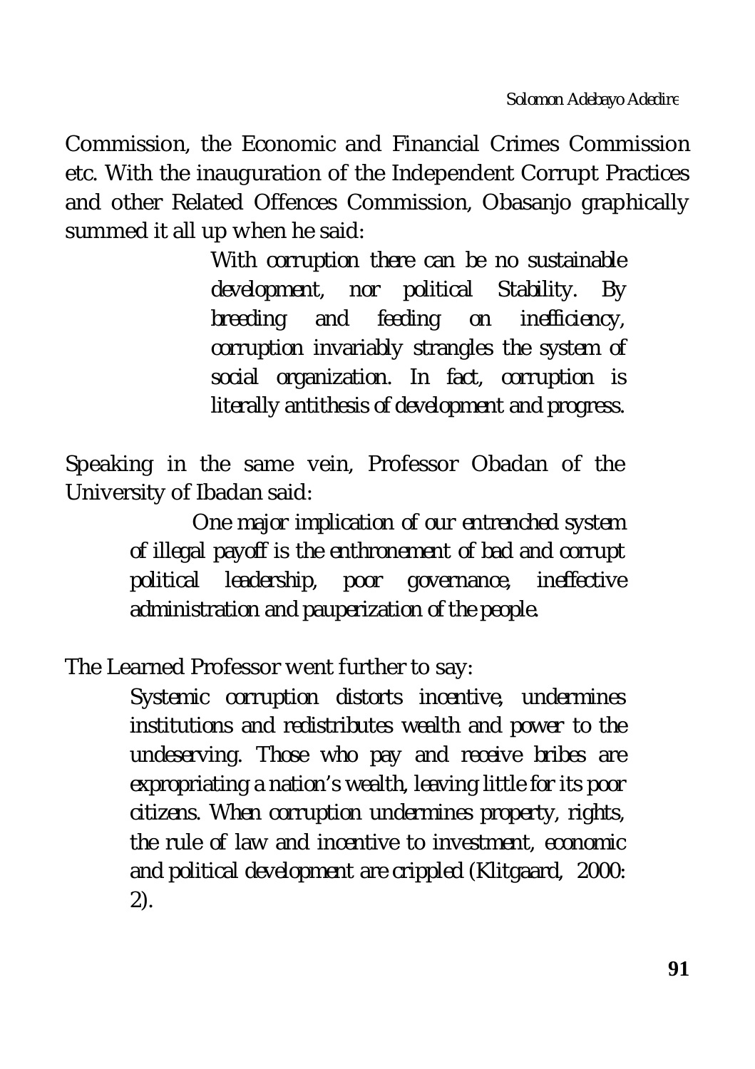Commission, the Economic and Financial Crimes Commission etc. With the inauguration of the Independent Corrupt Practices and other Related Offences Commission, Obasanjo graphically summed it all up when he said:

> *With corruption there can be no sustainable development, nor political Stability. By breeding and feeding on inefficiency, corruption invariably strangles the system of social organization. In fact, corruption is literally antithesis of development and progress.*

Speaking in the same vein, Professor Obadan of the University of Ibadan said:

> *One major implication of our entrenched system of illegal payoff is the enthronement of bad and corrupt political leadership, poor governance, ineffective administration and pauperization of the people.*

The Learned Professor went further to say:

> *Systemic corruption distorts incentive, undermines institutions and redistributes wealth and power to the undeserving. Those who pay and receive bribes are expropriating a nation's wealth, leaving little for its poor citizens. When corruption undermines property, rights, the rule of law and incentive to investment, economic and political development are crippled* (Klitgaard, 2000: 2).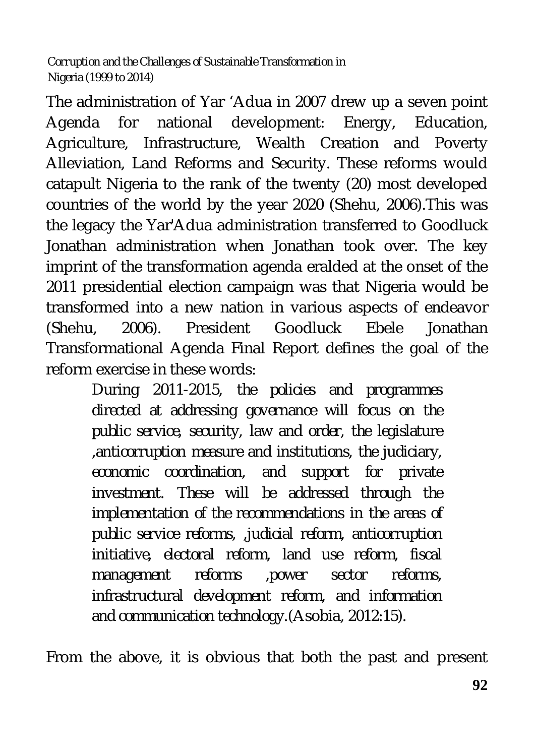The administration of Yar 'Adua in 2007 drew up a seven point Agenda for national development: Energy, Education, Agriculture, Infrastructure, Wealth Creation and Poverty Alleviation, Land Reforms and Security. These reforms would catapult Nigeria to the rank of the twenty (20) most developed countries of the world by the year 2020 (Shehu, 2006).This was the legacy the Yar'Adua administration transferred to Goodluck Jonathan administration when Jonathan took over. The key imprint of the transformation agenda eralded at the onset of the 2011 presidential election campaign was that Nigeria would be transformed into a new nation in various aspects of endeavor (Shehu, 2006). President Goodluck Ebele Jonathan Transformational Agenda Final Report defines the goal of the reform exercise in these words:

> *During 2011-2015, the policies and programmes directed at addressing governance will focus on the public service, security, law and order, the legislature ,anticorruption measure and institutions, the judiciary, economic coordination, and support for private investment. These will be addressed through the implementation of the recommendations in the areas of public service reforms, ,judicial reform, anticorruption initiative, electoral reform, land use reform, fiscal management reforms ,power sector reforms, infrastructural development reform, and information and communication technology.*(Asobia, 2012:15).

From the above, it is obvious that both the past and present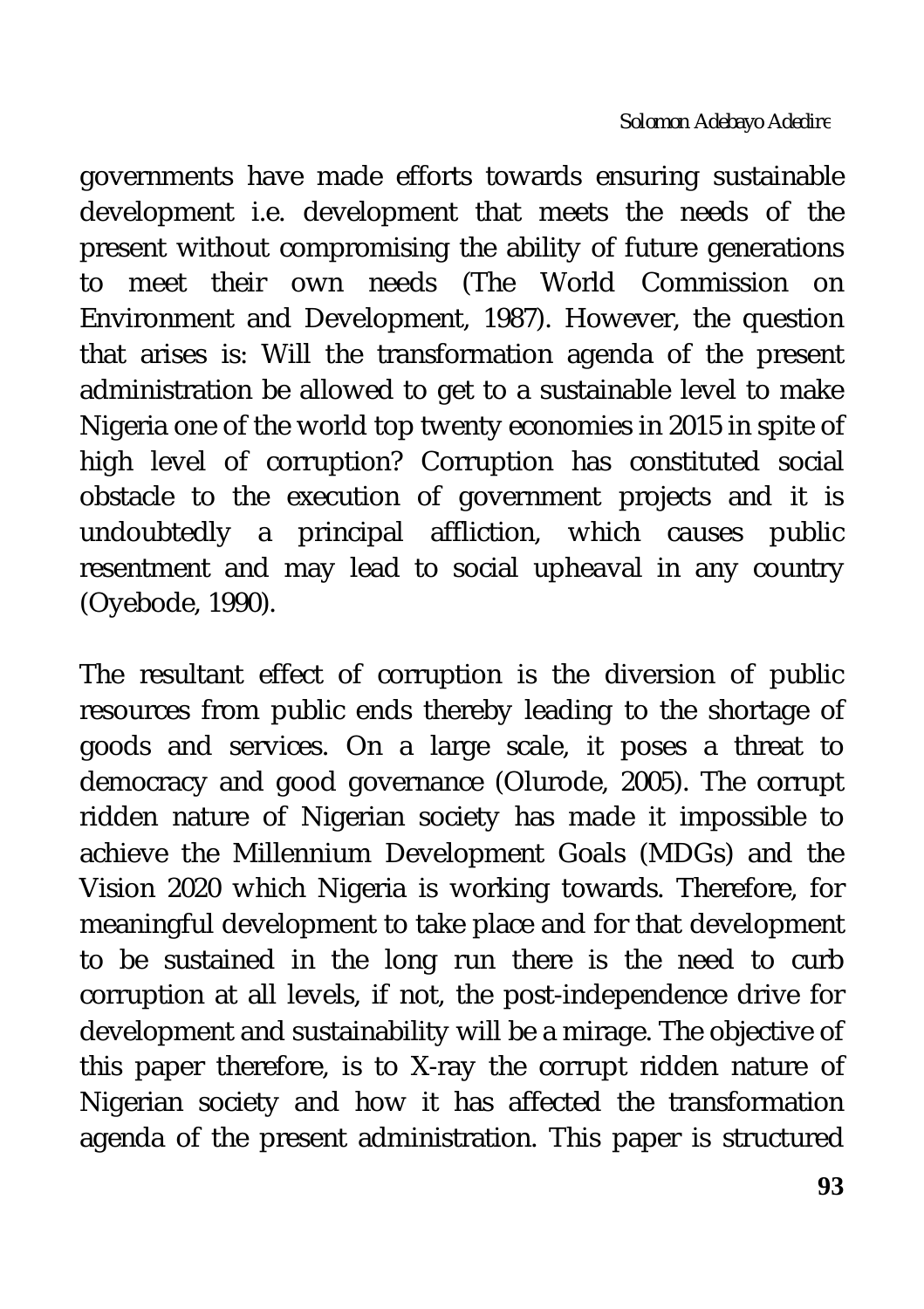governments have made efforts towards ensuring sustainable development i.e. development that meets the needs of the present without compromising the ability of future generations to meet their own needs (The World Commission on Environment and Development, 1987). However, the question that arises is: Will the transformation agenda of the present administration be allowed to get to a sustainable level to make Nigeria one of the world top twenty economies in 2015 in spite of high level of corruption? Corruption has constituted social obstacle to the execution of government projects and it is undoubtedly a principal affliction, which causes public resentment and may lead to social upheaval in any country (Oyebode, 1990).

The resultant effect of corruption is the diversion of public resources from public ends thereby leading to the shortage of goods and services. On a large scale, it poses a threat to democracy and good governance (Olurode, 2005). The corrupt ridden nature of Nigerian society has made it impossible to achieve the Millennium Development Goals (MDGs) and the Vision 2020 which Nigeria is working towards. Therefore, for meaningful development to take place and for that development to be sustained in the long run there is the need to curb corruption at all levels, if not, the post-independence drive for development and sustainability will be a mirage. The objective of this paper therefore, is to X-ray the corrupt ridden nature of Nigerian society and how it has affected the transformation agenda of the present administration. This paper is structured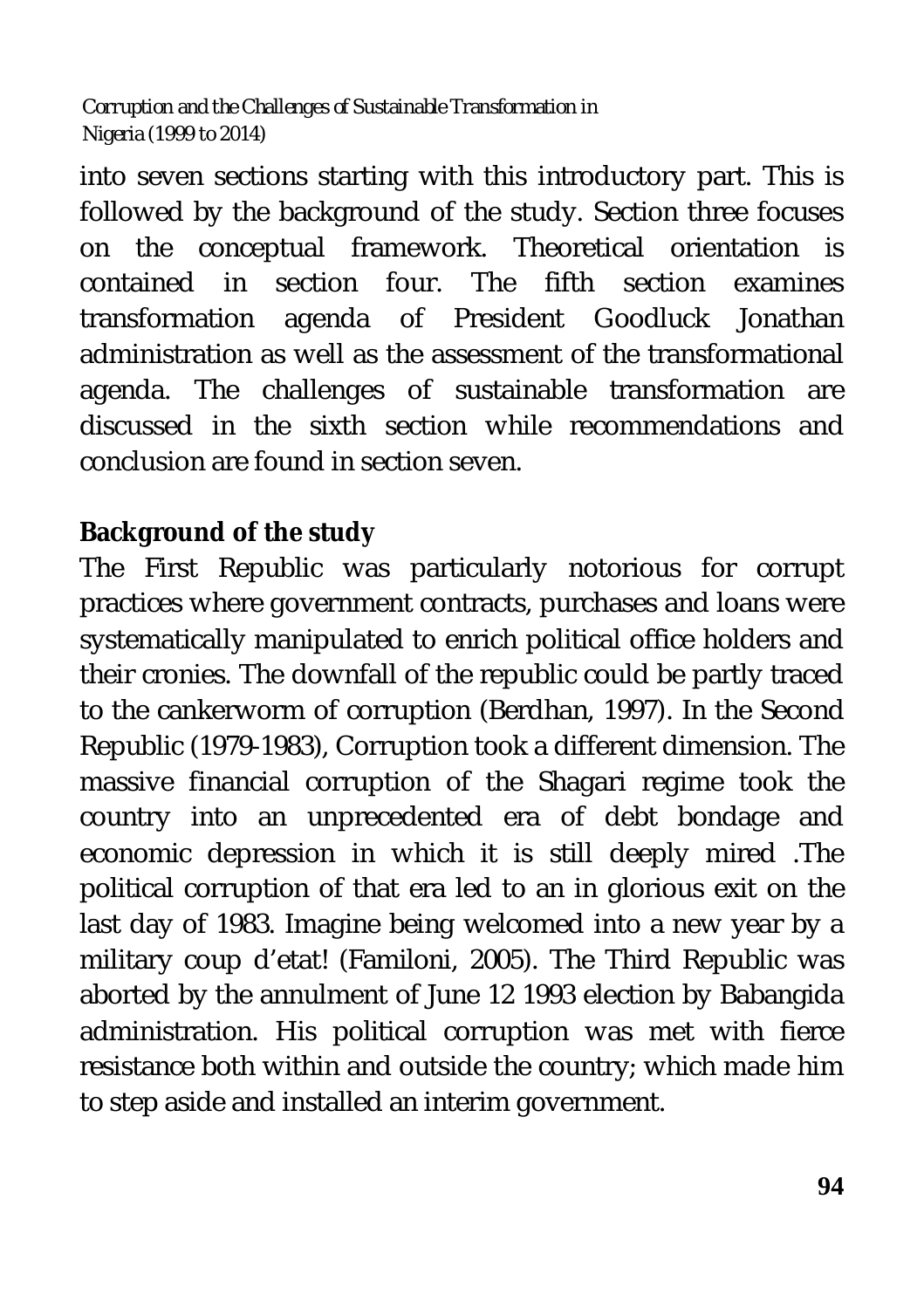into seven sections starting with this introductory part. This is followed by the background of the study. Section three focuses on the conceptual framework. Theoretical orientation is contained in section four. The fifth section examines transformation agenda of President Goodluck Jonathan administration as well as the assessment of the transformational agenda. The challenges of sustainable transformation are discussed in the sixth section while recommendations and conclusion are found in section seven.

**Background of the study**

The First Republic was particularly notorious for corrupt practices where government contracts, purchases and loans were systematically manipulated to enrich political office holders and their cronies. The downfall of the republic could be partly traced to the cankerworm of corruption (Berdhan, 1997). In the Second Republic (1979-1983), Corruption took a different dimension. The massive financial corruption of the Shagari regime took the country into an unprecedented era of debt bondage and economic depression in which it is still deeply mired .The political corruption of that era led to an in glorious exit on the last day of 1983. Imagine being welcomed into a new year by a military coup d'etat! (Familoni, 2005). The Third Republic was aborted by the annulment of June 12 1993 election by Babangida administration. His political corruption was met with fierce resistance both within and outside the country; which made him to step aside and installed an interim government.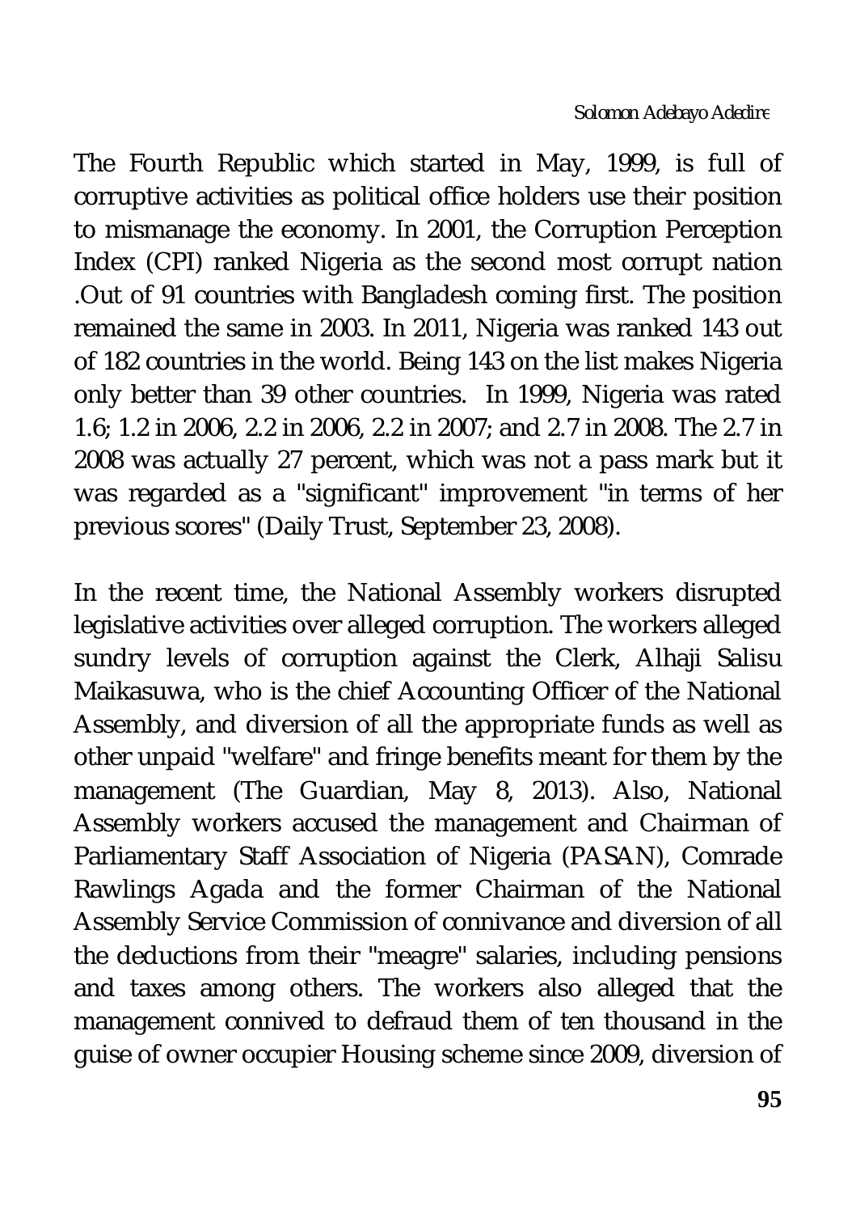The Fourth Republic which started in May, 1999, is full of corruptive activities as political office holders use their position to mismanage the economy. In 2001, the Corruption Perception Index (CPI) ranked Nigeria as the second most corrupt nation .Out of 91 countries with Bangladesh coming first. The position remained the same in 2003. In 2011, Nigeria was ranked 143 out of 182 countries in the world. Being 143 on the list makes Nigeria only better than 39 other countries. In 1999, Nigeria was rated 1.6; 1.2 in 2006, 2.2 in 2006, 2.2 in 2007; and 2.7 in 2008. The 2.7 in 2008 was actually 27 percent, which was not a pass mark but it was regarded as a "significant" improvement "in terms of her previous scores" (Daily Trust, September 23, 2008).

In the recent time, the National Assembly workers disrupted legislative activities over alleged corruption. The workers alleged sundry levels of corruption against the Clerk, Alhaji Salisu Maikasuwa, who is the chief Accounting Officer of the National Assembly, and diversion of all the appropriate funds as well as other unpaid "welfare" and fringe benefits meant for them by the management (The Guardian, May 8, 2013). Also, National Assembly workers accused the management and Chairman of Parliamentary Staff Association of Nigeria (PASAN), Comrade Rawlings Agada and the former Chairman of the National Assembly Service Commission of connivance and diversion of all the deductions from their "meagre" salaries, including pensions and taxes among others. The workers also alleged that the management connived to defraud them of ten thousand in the guise of owner occupier Housing scheme since 2009, diversion of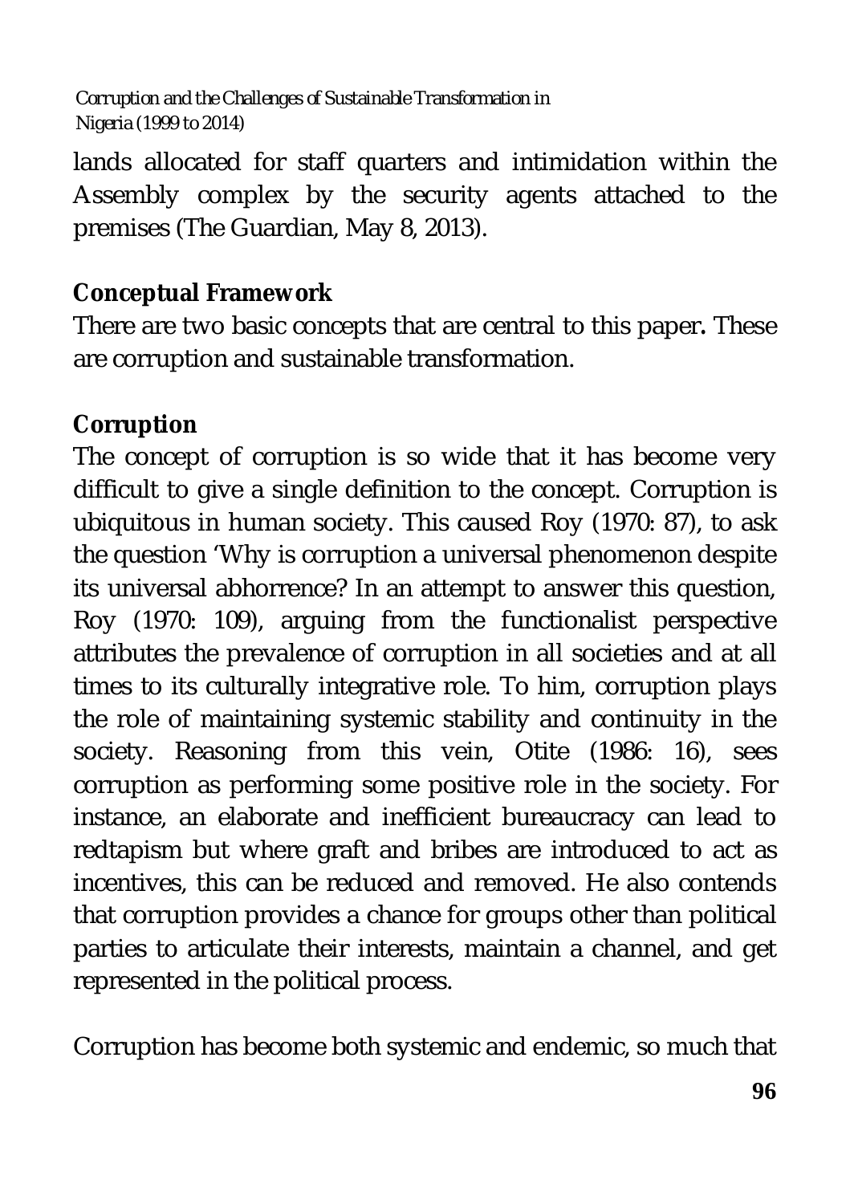lands allocated for staff quarters and intimidation within the Assembly complex by the security agents attached to the premises (The Guardian, May 8, 2013).

## Conceptual Framework

There are two basic concepts that are central to this paper. These are corruption and sustainable transformation.

### Corruption

The concept of corruption is so wide that it has become very difficult to give a single definition to the concept. Corruption is ubiquitous in human society. This caused Roy (1970: 87), to ask the question 'Why is corruption a universal phenomenon despite its universal abhorrence? In an attempt to answer this question, Roy (1970: 109), arguing from the functionalist perspective attributes the prevalence of corruption in all societies and at all times to its culturally integrative role. To him, corruption plays the role of maintaining systemic stability and continuity in the society. Reasoning from this vein, Otite (1986: 16), sees corruption as performing some positive role in the society. For instance, an elaborate and inefficient bureaucracy can lead to redtapism but where graft and bribes are introduced to act as incentives, this can be reduced and removed. He also contends that corruption provides a chance for groups other than political parties to articulate their interests, maintain a channel, and get represented in the political process.

Corruption has become both systemic and endemic, so much that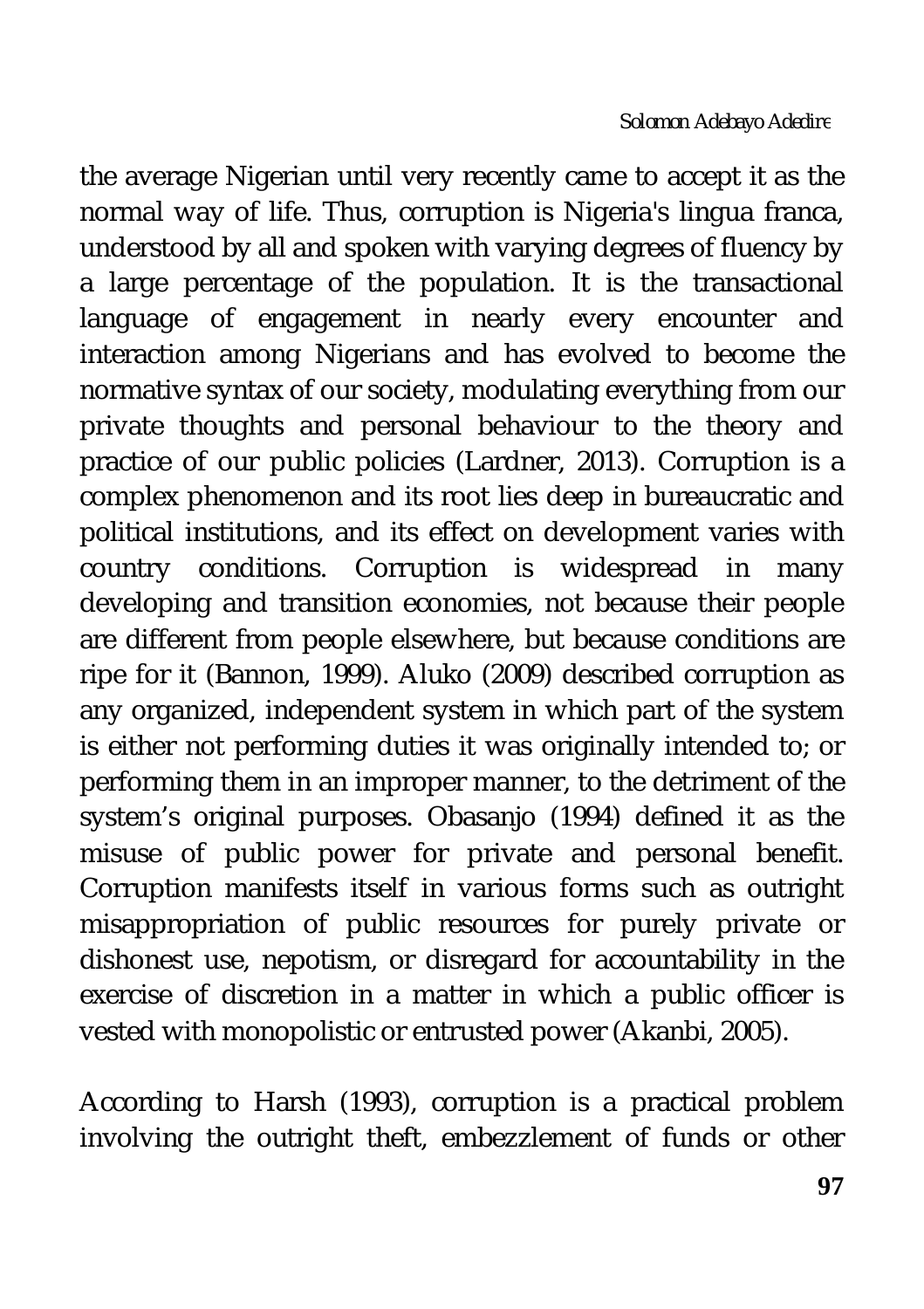the average Nigerian until very recently came to accept it as the normal way of life. Thus, corruption is Nigeria's lingua franca, understood by all and spoken with varying degrees of fluency by a large percentage of the population. It is the transactional language of engagement in nearly every encounter and interaction among Nigerians and has evolved to become the normative syntax of our society, modulating everything from our private thoughts and personal behaviour to the theory and practice of our public policies (Lardner, 2013). Corruption is a complex phenomenon and its root lies deep in bureaucratic and political institutions, and its effect on development varies with country conditions. Corruption is widespread in many developing and transition economies, not because their people are different from people elsewhere, but because conditions are ripe for it (Bannon, 1999). Aluko (2009) described corruption as any organized, independent system in which part of the system is either not performing duties it was originally intended to; or performing them in an improper manner, to the detriment of the system's original purposes. Obasanjo (1994) defined it as the misuse of public power for private and personal benefit. Corruption manifests itself in various forms such as outright misappropriation of public resources for purely private or dishonest use, nepotism, or disregard for accountability in the exercise of discretion in a matter in which a public officer is vested with monopolistic or entrusted power (Akanbi, 2005).

According to Harsh (1993), corruption is a practical problem involving the outright theft, embezzlement of funds or other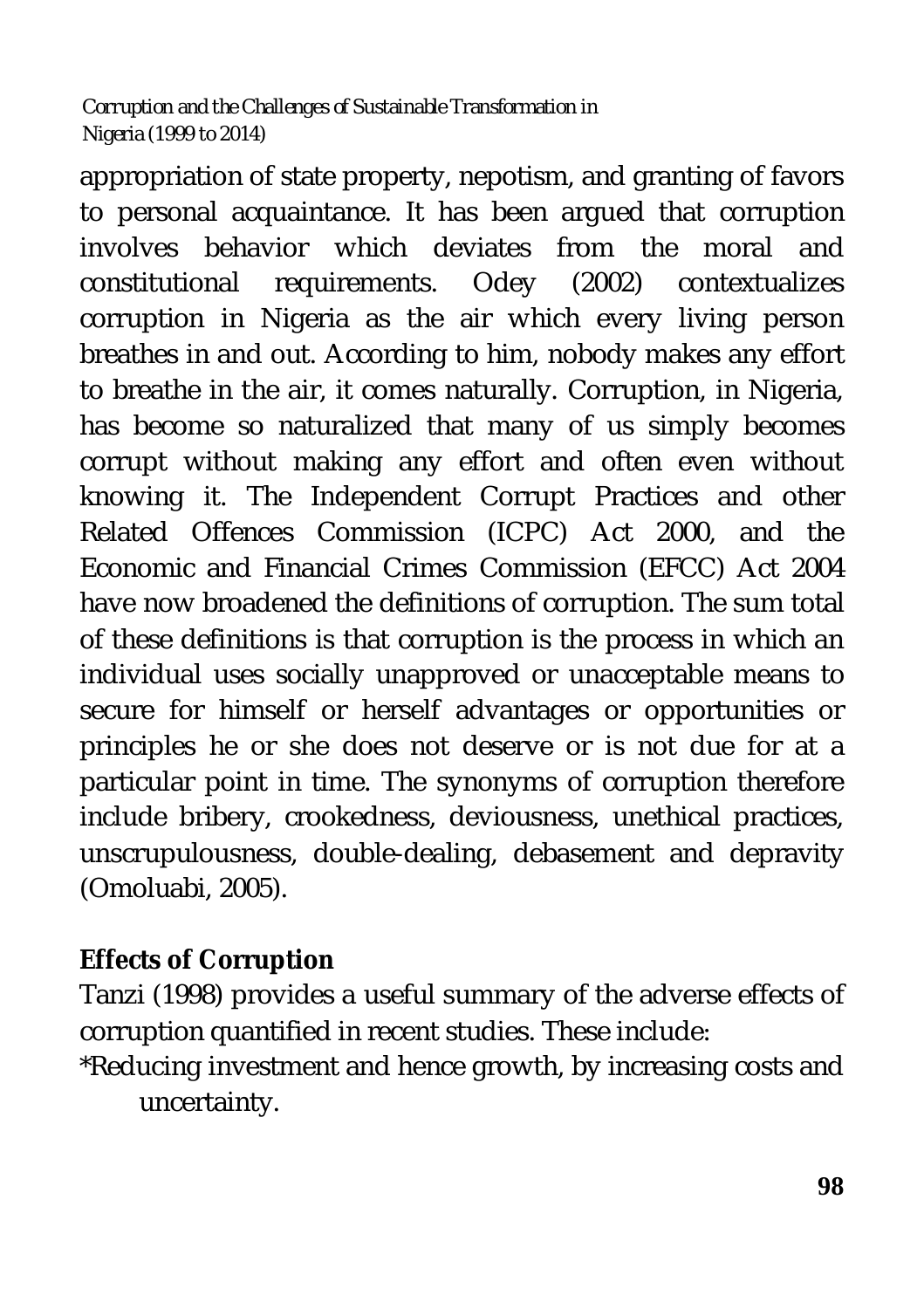appropriation of state property, nepotism, and granting of favors to personal acquaintance. It has been argued that corruption involves behavior which deviates from the moral and constitutional requirements. Odey (2002) contextualizes corruption in Nigeria as the air which every living person breathes in and out. According to him, nobody makes any effort to breathe in the air, it comes naturally. Corruption, in Nigeria, has become so naturalized that many of us simply becomes corrupt without making any effort and often even without knowing it. The Independent Corrupt Practices and other Related Offences Commission (ICPC) Act 2000, and the Economic and Financial Crimes Commission (EFCC) Act 2004 have now broadened the definitions of corruption. The sum total of these definitions is that corruption is the process in which an individual uses socially unapproved or unacceptable means to secure for himself or herself advantages or opportunities or principles he or she does not deserve or is not due for at a particular point in time. The synonyms of corruption therefore include bribery, crookedness, deviousness, unethical practices, unscrupulousness, double-dealing, debasement and depravity (Omoluabi, 2005).

**Effects of Corruption**

Tanzi (1998) provides a useful summary of the adverse effects of corruption quantified in recent studies. These include:

*Reducing investment and hence growth, by increasing costs and uncertainty.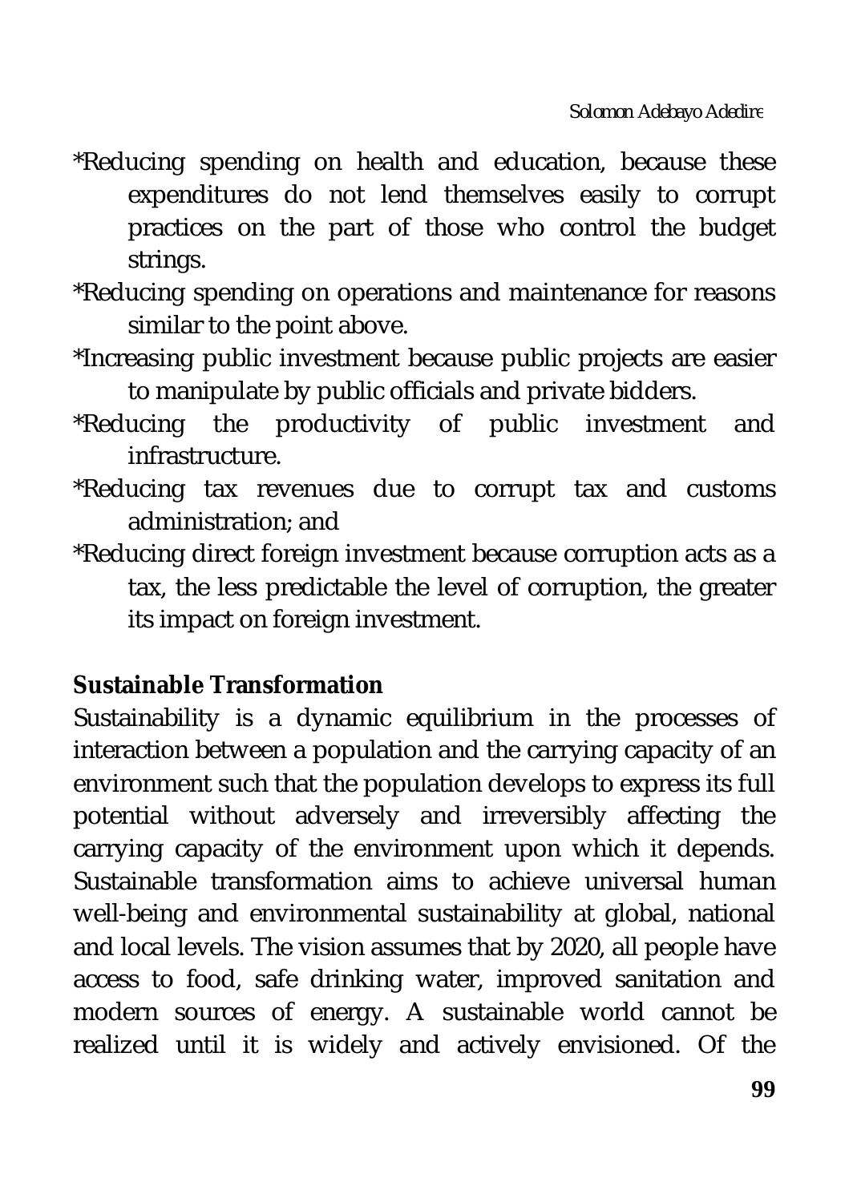*Reducing spending on health and education, because these expenditures do not lend themselves easily to corrupt practices on the part of those who control the budget strings.

*Reducing spending on operations and maintenance for reasons similar to the point above.

*Increasing public investment because public projects are easier to manipulate by public officials and private bidders.

*Reducing the productivity of public investment and infrastructure.

*Reducing tax revenues due to corrupt tax and customs administration; and

*Reducing direct foreign investment because corruption acts as a tax, the less predictable the level of corruption, the greater its impact on foreign investment.

**Sustainable Transformation**

Sustainability is a dynamic equilibrium in the processes of interaction between a population and the carrying capacity of an environment such that the population develops to express its full potential without adversely and irreversibly affecting the carrying capacity of the environment upon which it depends. Sustainable transformation aims to achieve universal human well-being and environmental sustainability at global, national and local levels. The vision assumes that by 2020, all people have access to food, safe drinking water, improved sanitation and modern sources of energy. A sustainable world cannot be realized until it is widely and actively envisioned. Of the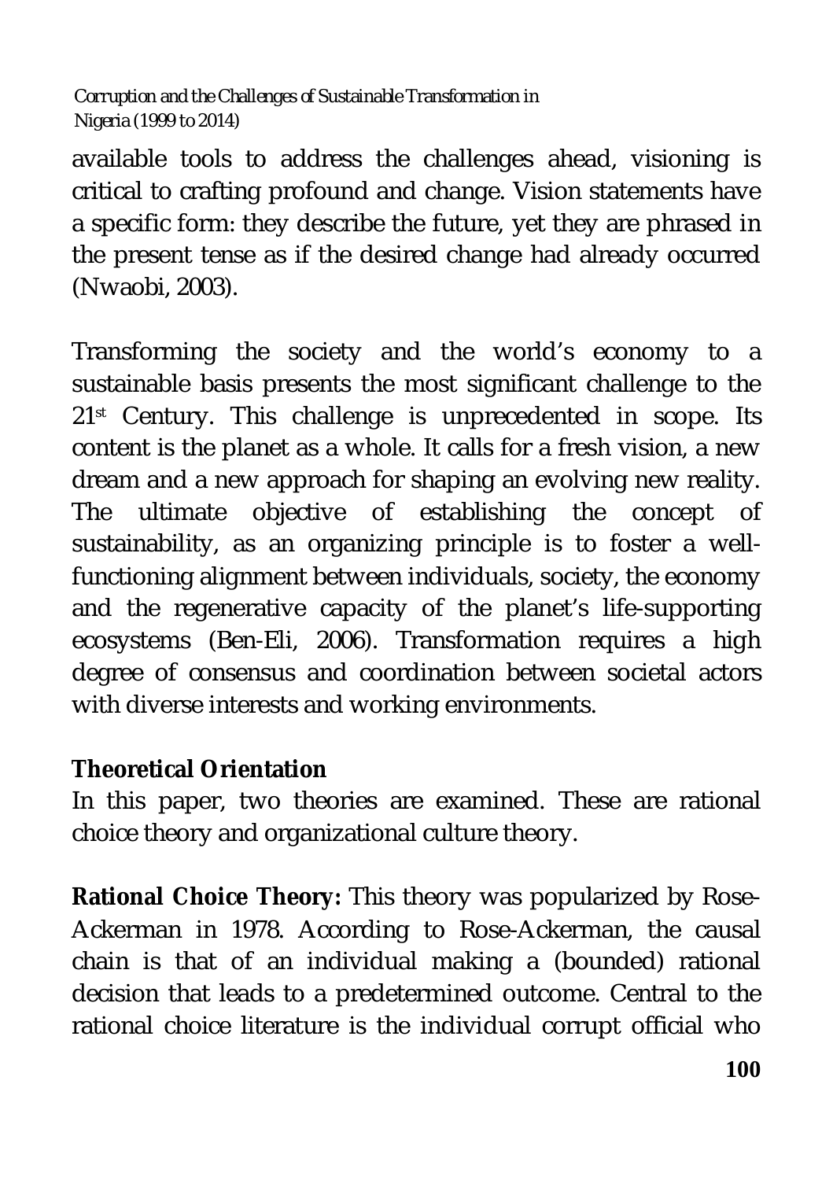available tools to address the challenges ahead, visioning is critical to crafting profound and change. Vision statements have a specific form: they describe the future, yet they are phrased in the present tense as if the desired change had already occurred (Nwaobi, 2003).

Transforming the society and the world's economy to a sustainable basis presents the most significant challenge to the 21st Century. This challenge is unprecedented in scope. Its content is the planet as a whole. It calls for a fresh vision, a new dream and a new approach for shaping an evolving new reality. The ultimate objective of establishing the concept of sustainability, as an organizing principle is to foster a well-functioning alignment between individuals, society, the economy and the regenerative capacity of the planet's life-supporting ecosystems (Ben-Eli, 2006). Transformation requires a high degree of consensus and coordination between societal actors with diverse interests and working environments.

**Theoretical Orientation**

In this paper, two theories are examined. These are rational choice theory and organizational culture theory.

**Rational Choice Theory:** This theory was popularized by Rose-Ackerman in 1978. According to Rose-Ackerman, the causal chain is that of an individual making a (bounded) rational decision that leads to a predetermined outcome. Central to the rational choice literature is the individual corrupt official who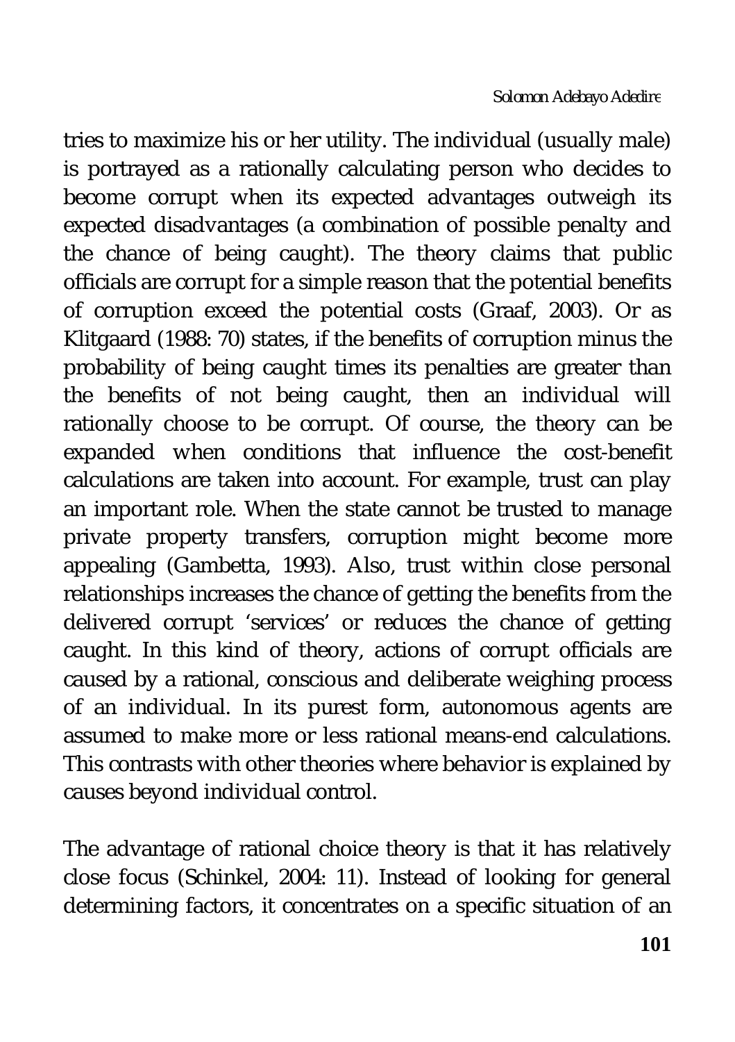tries to maximize his or her utility. The individual (usually male) is portrayed as a rationally calculating person who decides to become corrupt when its expected advantages outweigh its expected disadvantages (a combination of possible penalty and the chance of being caught). The theory claims that public officials are corrupt for a simple reason that the potential benefits of corruption exceed the potential costs (Graaf, 2003). Or as Klitgaard (1988: 70) states, if the benefits of corruption minus the probability of being caught times its penalties are greater than the benefits of not being caught, then an individual will rationally choose to be corrupt. Of course, the theory can be expanded when conditions that influence the cost-benefit calculations are taken into account. For example, trust can play an important role. When the state cannot be trusted to manage private property transfers, corruption might become more appealing (Gambetta, 1993). Also, trust within close personal relationships increases the chance of getting the benefits from the delivered corrupt 'services' or reduces the chance of getting caught. In this kind of theory, actions of corrupt officials are caused by a rational, conscious and deliberate weighing process of an individual. In its purest form, autonomous agents are assumed to make more or less rational means-end calculations. This contrasts with other theories where behavior is explained by causes beyond individual control.

The advantage of rational choice theory is that it has relatively close focus (Schinkel, 2004: 11). Instead of looking for general determining factors, it concentrates on a specific situation of an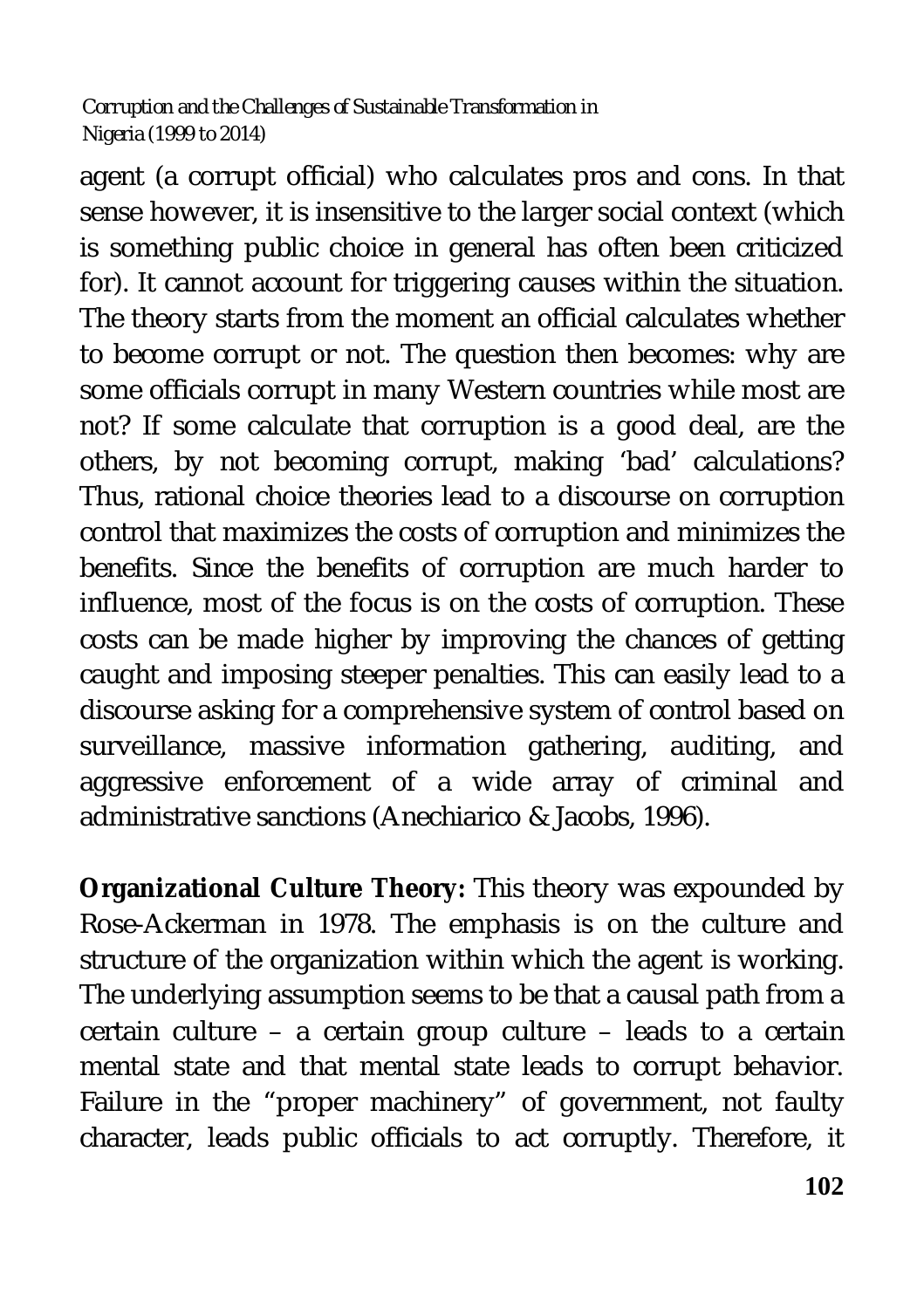agent (a corrupt official) who calculates pros and cons. In that sense however, it is insensitive to the larger social context (which is something public choice in general has often been criticized for). It cannot account for triggering causes within the situation. The theory starts from the moment an official calculates whether to become corrupt or not. The question then becomes: why are some officials corrupt in many Western countries while most are not? If some calculate that corruption is a good deal, are the others, by not becoming corrupt, making 'bad' calculations? Thus, rational choice theories lead to a discourse on corruption control that maximizes the costs of corruption and minimizes the benefits. Since the benefits of corruption are much harder to influence, most of the focus is on the costs of corruption. These costs can be made higher by improving the chances of getting caught and imposing steeper penalties. This can easily lead to a discourse asking for a comprehensive system of control based on surveillance, massive information gathering, auditing, and aggressive enforcement of a wide array of criminal and administrative sanctions (Anechiarico & Jacobs, 1996).

**Organizational Culture Theory:** This theory was expounded by Rose-Ackerman in 1978. The emphasis is on the culture and structure of the organization within which the agent is working. The underlying assumption seems to be that a causal path from a certain culture – a certain group culture – leads to a certain mental state and that mental state leads to corrupt behavior. Failure in the "proper machinery" of government, not faulty character, leads public officials to act corruptly. Therefore, it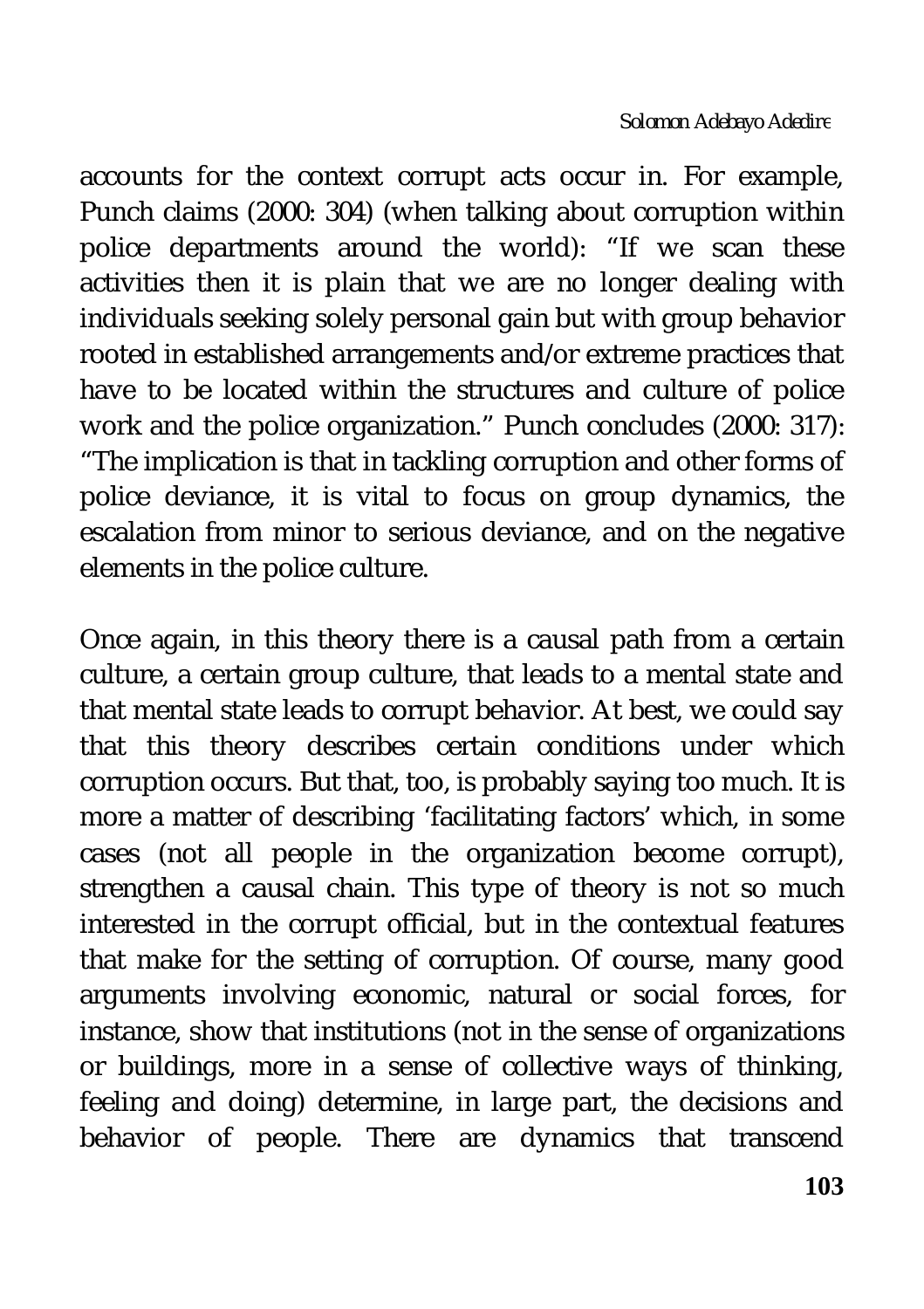accounts for the context corrupt acts occur in. For example, Punch claims (2000: 304) (when talking about corruption within police departments around the world): "If we scan these activities then it is plain that we are no longer dealing with individuals seeking solely personal gain but with group behavior rooted in established arrangements and/or extreme practices that have to be located within the structures and culture of police work and the police organization." Punch concludes (2000: 317): "The implication is that in tackling corruption and other forms of police deviance, it is vital to focus on group dynamics, the escalation from minor to serious deviance, and on the negative elements in the police culture.

Once again, in this theory there is a causal path from a certain culture, a certain group culture, that leads to a mental state and that mental state leads to corrupt behavior. At best, we could say that this theory describes certain conditions under which corruption occurs. But that, too, is probably saying too much. It is more a matter of describing 'facilitating factors' which, in some cases (not all people in the organization become corrupt), strengthen a causal chain. This type of theory is not so much interested in the corrupt official, but in the contextual features that make for the setting of corruption. Of course, many good arguments involving economic, natural or social forces, for instance, show that institutions (not in the sense of organizations or buildings, more in a sense of collective ways of thinking, feeling and doing) determine, in large part, the decisions and behavior of people. There are dynamics that transcend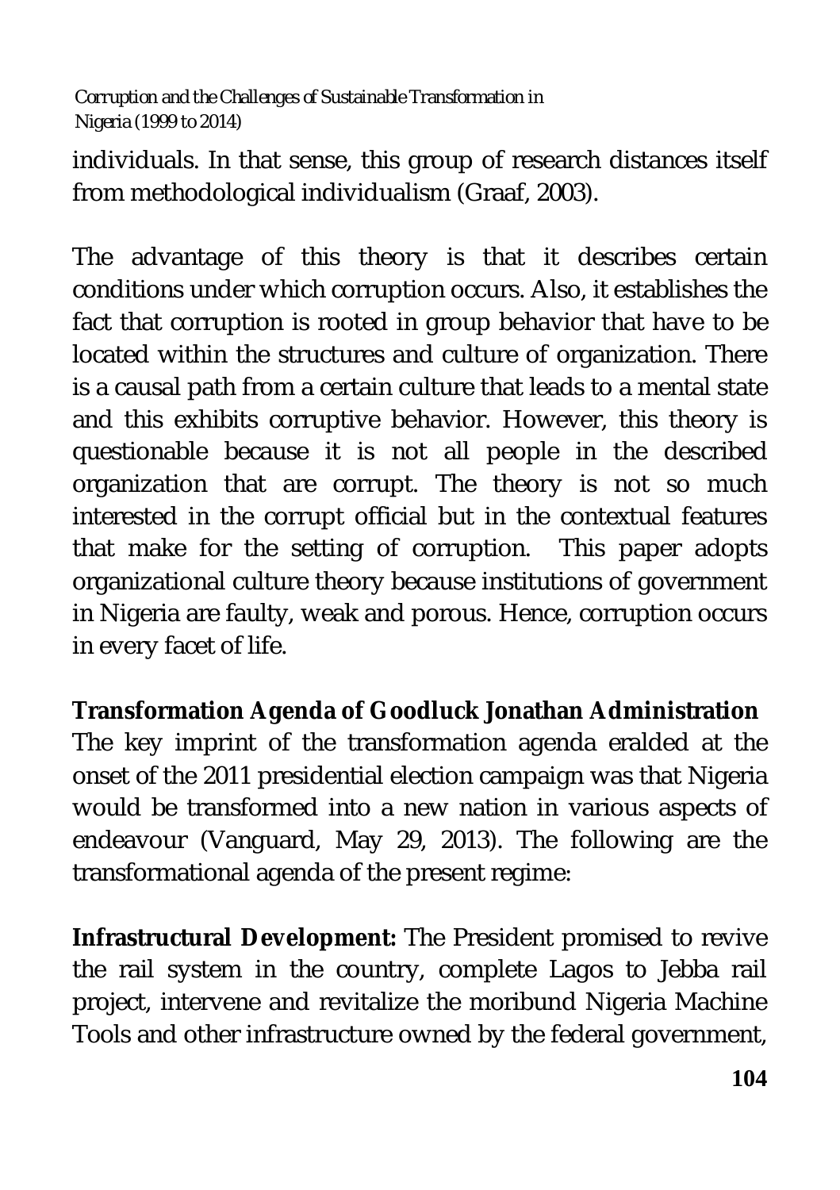individuals. In that sense, this group of research distances itself from methodological individualism (Graaf, 2003).

The advantage of this theory is that it describes certain conditions under which corruption occurs. Also, it establishes the fact that corruption is rooted in group behavior that have to be located within the structures and culture of organization. There is a causal path from a certain culture that leads to a mental state and this exhibits corruptive behavior. However, this theory is questionable because it is not all people in the described organization that are corrupt. The theory is not so much interested in the corrupt official but in the contextual features that make for the setting of corruption. This paper adopts organizational culture theory because institutions of government in Nigeria are faulty, weak and porous. Hence, corruption occurs in every facet of life.

**Transformation Agenda of Goodluck Jonathan Administration**

The key imprint of the transformation agenda eralded at the onset of the 2011 presidential election campaign was that Nigeria would be transformed into a new nation in various aspects of endeavour (Vanguard, May 29, 2013). The following are the transformational agenda of the present regime:

**Infrastructural Development:** The President promised to revive the rail system in the country, complete Lagos to Jebba rail project, intervene and revitalize the moribund Nigeria Machine Tools and other infrastructure owned by the federal government,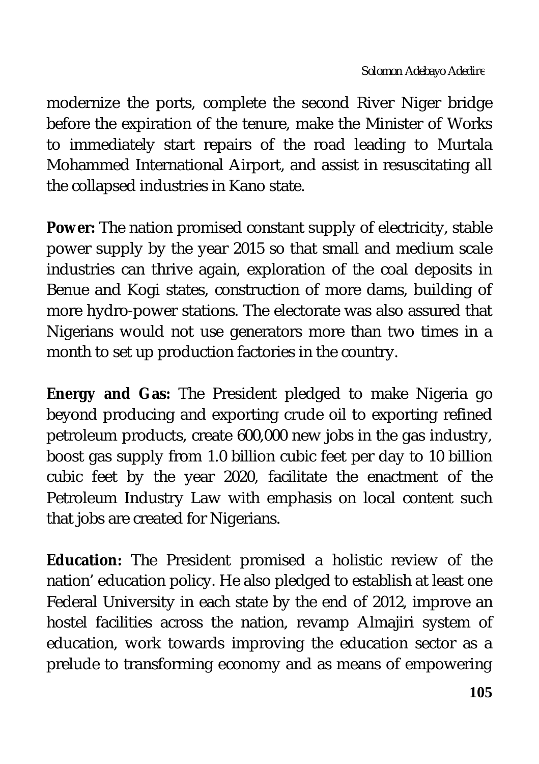modernize the ports, complete the second River Niger bridge before the expiration of the tenure, make the Minister of Works to immediately start repairs of the road leading to Murtala Mohammed International Airport, and assist in resuscitating all the collapsed industries in Kano state.

**Power:** The nation promised constant supply of electricity, stable power supply by the year 2015 so that small and medium scale industries can thrive again, exploration of the coal deposits in Benue and Kogi states, construction of more dams, building of more hydro-power stations. The electorate was also assured that Nigerians would not use generators more than two times in a month to set up production factories in the country.

**Energy and Gas:** The President pledged to make Nigeria go beyond producing and exporting crude oil to exporting refined petroleum products, create 600,000 new jobs in the gas industry, boost gas supply from 1.0 billion cubic feet per day to 10 billion cubic feet by the year 2020, facilitate the enactment of the Petroleum Industry Law with emphasis on local content such that jobs are created for Nigerians.

**Education:** The President promised a holistic review of the nation' education policy. He also pledged to establish at least one Federal University in each state by the end of 2012, improve an hostel facilities across the nation, revamp Almajiri system of education, work towards improving the education sector as a prelude to transforming economy and as means of empowering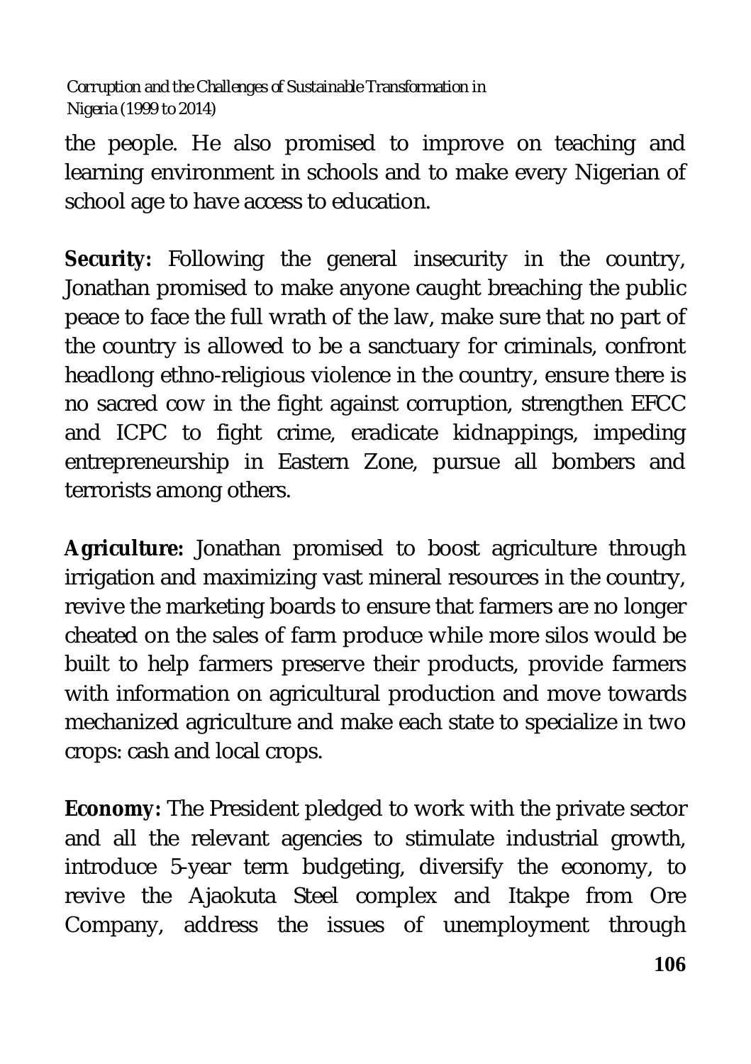the people. He also promised to improve on teaching and learning environment in schools and to make every Nigerian of school age to have access to education.

**Security:** Following the general insecurity in the country, Jonathan promised to make anyone caught breaching the public peace to face the full wrath of the law, make sure that no part of the country is allowed to be a sanctuary for criminals, confront headlong ethno-religious violence in the country, ensure there is no sacred cow in the fight against corruption, strengthen EFCC and ICPC to fight crime, eradicate kidnappings, impeding entrepreneurship in Eastern Zone, pursue all bombers and terrorists among others.

**Agriculture:** Jonathan promised to boost agriculture through irrigation and maximizing vast mineral resources in the country, revive the marketing boards to ensure that farmers are no longer cheated on the sales of farm produce while more silos would be built to help farmers preserve their products, provide farmers with information on agricultural production and move towards mechanized agriculture and make each state to specialize in two crops: cash and local crops.

**Economy:** The President pledged to work with the private sector and all the relevant agencies to stimulate industrial growth, introduce 5-year term budgeting, diversify the economy, to revive the Ajaokuta Steel complex and Itakpe from Ore Company, address the issues of unemployment through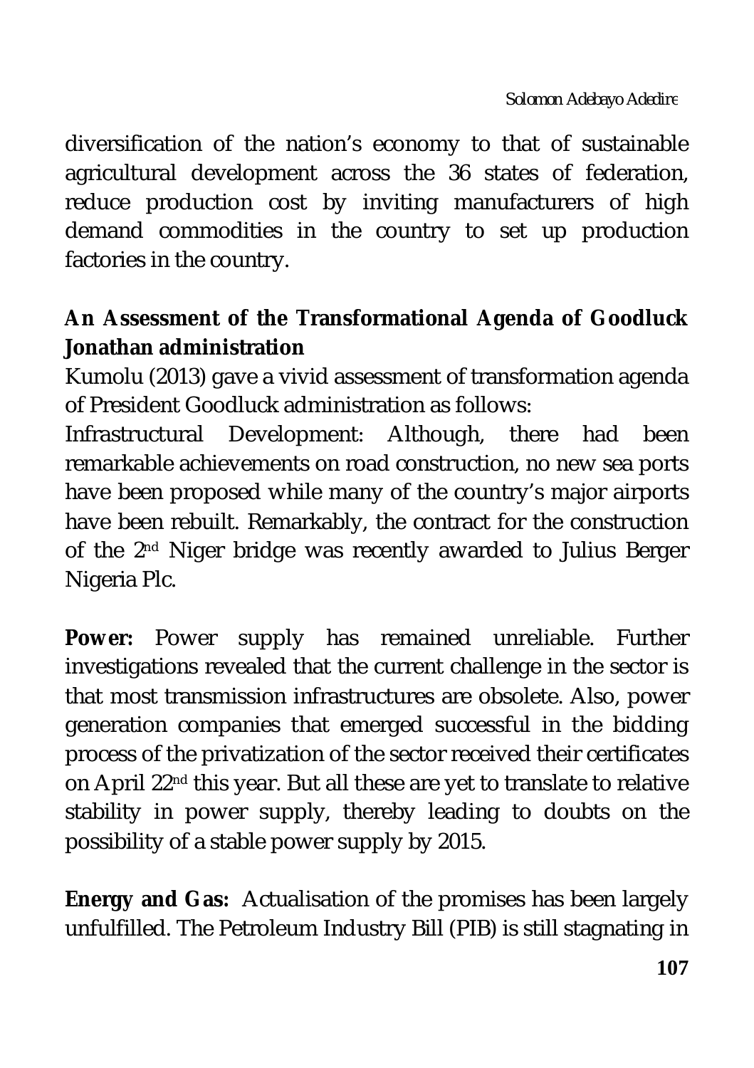diversification of the nation's economy to that of sustainable agricultural development across the 36 states of federation, reduce production cost by inviting manufacturers of high demand commodities in the country to set up production factories in the country.

**An Assessment of the Transformational Agenda of Goodluck Jonathan administration**

Kumolu (2013) gave a vivid assessment of transformation agenda of President Goodluck administration as follows:

Infrastructural Development: Although, there had been remarkable achievements on road construction, no new sea ports have been proposed while many of the country's major airports have been rebuilt. Remarkably, the contract for the construction of the 2nd Niger bridge was recently awarded to Julius Berger Nigeria Plc.

**Power:** Power supply has remained unreliable. Further investigations revealed that the current challenge in the sector is that most transmission infrastructures are obsolete. Also, power generation companies that emerged successful in the bidding process of the privatization of the sector received their certificates on April 22nd this year. But all these are yet to translate to relative stability in power supply, thereby leading to doubts on the possibility of a stable power supply by 2015.

**Energy and Gas:** Actualisation of the promises has been largely unfulfilled. The Petroleum Industry Bill (PIB) is still stagnating in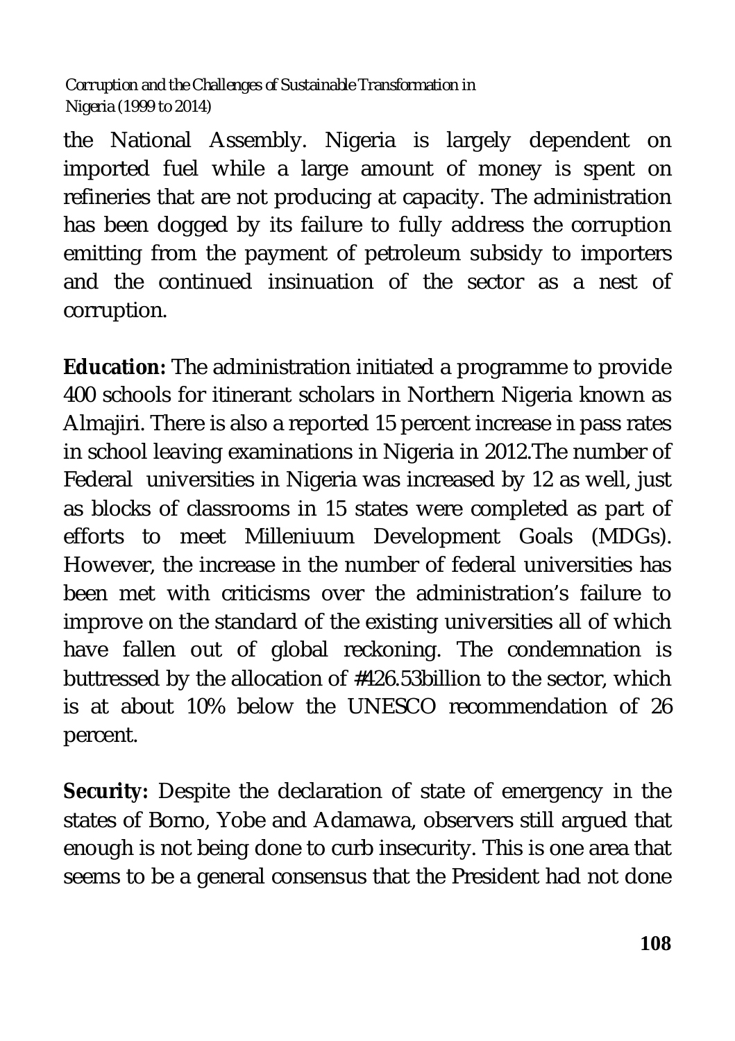the National Assembly. Nigeria is largely dependent on imported fuel while a large amount of money is spent on refineries that are not producing at capacity. The administration has been dogged by its failure to fully address the corruption emitting from the payment of petroleum subsidy to importers and the continued insinuation of the sector as a nest of corruption.

**Education:** The administration initiated a programme to provide 400 schools for itinerant scholars in Northern Nigeria known as Almajiri. There is also a reported 15 percent increase in pass rates in school leaving examinations in Nigeria in 2012.The number of Federal universities in Nigeria was increased by 12 as well, just as blocks of classrooms in 15 states were completed as part of efforts to meet Milleniuum Development Goals (MDGs). However, the increase in the number of federal universities has been met with criticisms over the administration's failure to improve on the standard of the existing universities all of which have fallen out of global reckoning. The condemnation is buttressed by the allocation of #426.53billion to the sector, which is at about 10% below the UNESCO recommendation of 26 percent.

**Security:** Despite the declaration of state of emergency in the states of Borno, Yobe and Adamawa, observers still argued that enough is not being done to curb insecurity. This is one area that seems to be a general consensus that the President had not done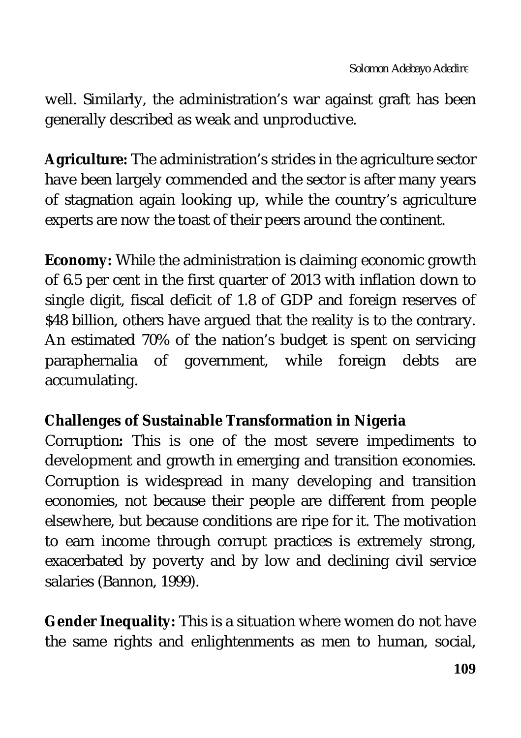well. Similarly, the administration's war against graft has been generally described as weak and unproductive.

**Agriculture:** The administration's strides in the agriculture sector have been largely commended and the sector is after many years of stagnation again looking up, while the country's agriculture experts are now the toast of their peers around the continent.

**Economy:** While the administration is claiming economic growth of 6.5 per cent in the first quarter of 2013 with inflation down to single digit, fiscal deficit of 1.8 of GDP and foreign reserves of $48 billion, others have argued that the reality is to the contrary. An estimated 70% of the nation's budget is spent on servicing paraphernalia of government, while foreign debts are accumulating.

**Challenges of Sustainable Transformation in Nigeria**

Corruption**:** This is one of the most severe impediments to development and growth in emerging and transition economies. Corruption is widespread in many developing and transition economies, not because their people are different from people elsewhere, but because conditions are ripe for it. The motivation to earn income through corrupt practices is extremely strong, exacerbated by poverty and by low and declining civil service salaries (Bannon, 1999).

**Gender Inequality:** This is a situation where women do not have the same rights and enlightenments as men to human, social,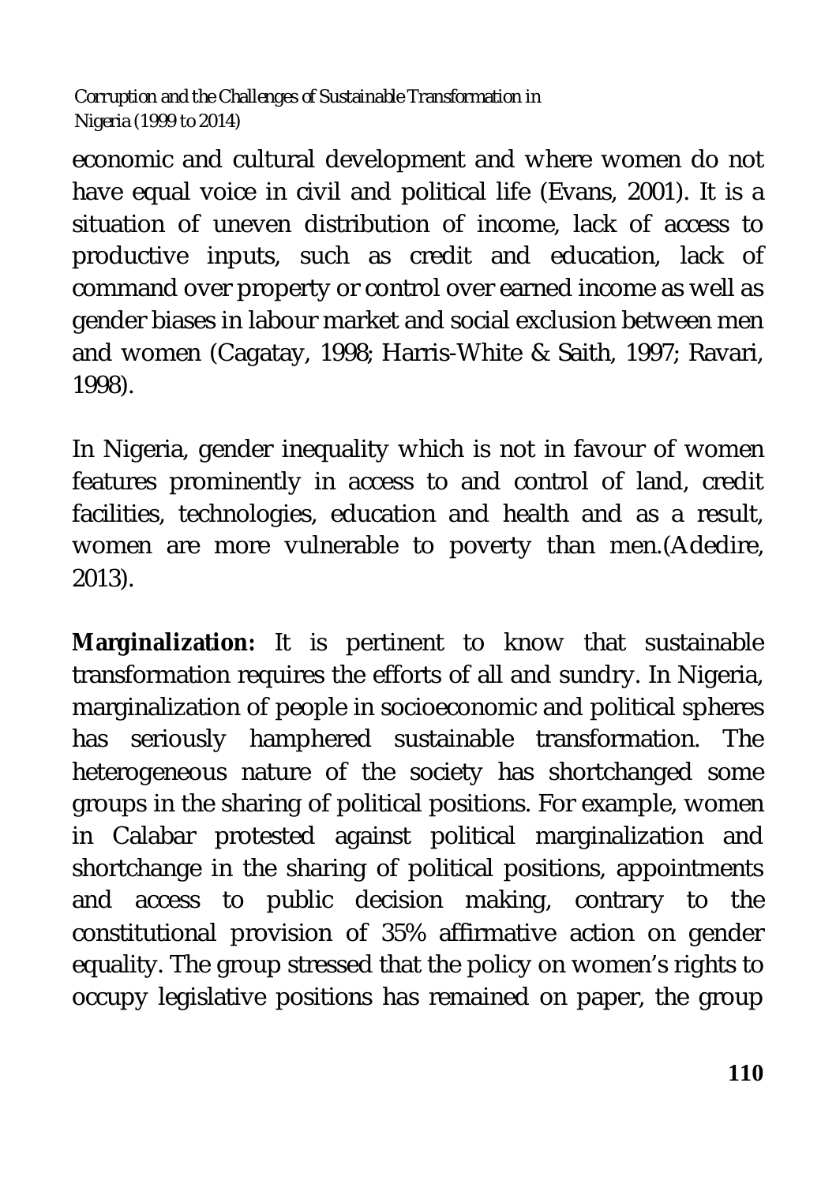economic and cultural development and where women do not have equal voice in civil and political life (Evans, 2001). It is a situation of uneven distribution of income, lack of access to productive inputs, such as credit and education, lack of command over property or control over earned income as well as gender biases in labour market and social exclusion between men and women (Cagatay, 1998; Harris-White & Saith, 1997; Ravari, 1998).

In Nigeria, gender inequality which is not in favour of women features prominently in access to and control of land, credit facilities, technologies, education and health and as a result, women are more vulnerable to poverty than men.(Adedire, 2013).

**Marginalization:** It is pertinent to know that sustainable transformation requires the efforts of all and sundry. In Nigeria, marginalization of people in socioeconomic and political spheres has seriously hamphered sustainable transformation. The heterogeneous nature of the society has shortchanged some groups in the sharing of political positions. For example, women in Calabar protested against political marginalization and shortchange in the sharing of political positions, appointments and access to public decision making, contrary to the constitutional provision of 35% affirmative action on gender equality. The group stressed that the policy on women's rights to occupy legislative positions has remained on paper, the group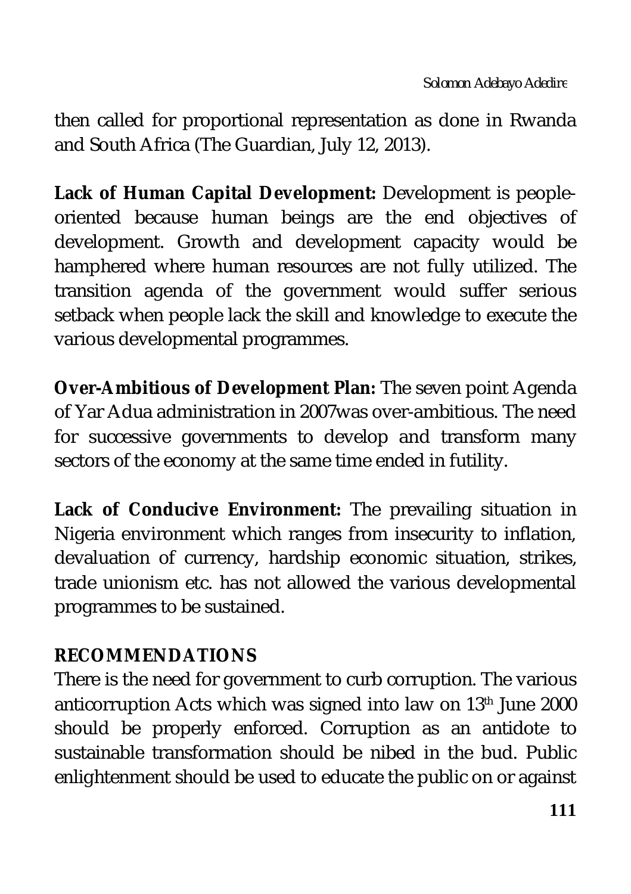then called for proportional representation as done in Rwanda and South Africa (The Guardian, July 12, 2013).

**Lack of Human Capital Development:** Development is people-oriented because human beings are the end objectives of development. Growth and development capacity would be hamphered where human resources are not fully utilized. The transition agenda of the government would suffer serious setback when people lack the skill and knowledge to execute the various developmental programmes.

**Over-Ambitious of Development Plan:** The seven point Agenda of Yar Adua administration in 2007was over-ambitious. The need for successive governments to develop and transform many sectors of the economy at the same time ended in futility.

**Lack of Conducive Environment:** The prevailing situation in Nigeria environment which ranges from insecurity to inflation, devaluation of currency, hardship economic situation, strikes, trade unionism etc. has not allowed the various developmental programmes to be sustained.

## RECOMMENDATIONS

There is the need for government to curb corruption. The various anticorruption Acts which was signed into law on 13th June 2000 should be properly enforced. Corruption as an antidote to sustainable transformation should be nibed in the bud. Public enlightenment should be used to educate the public on or against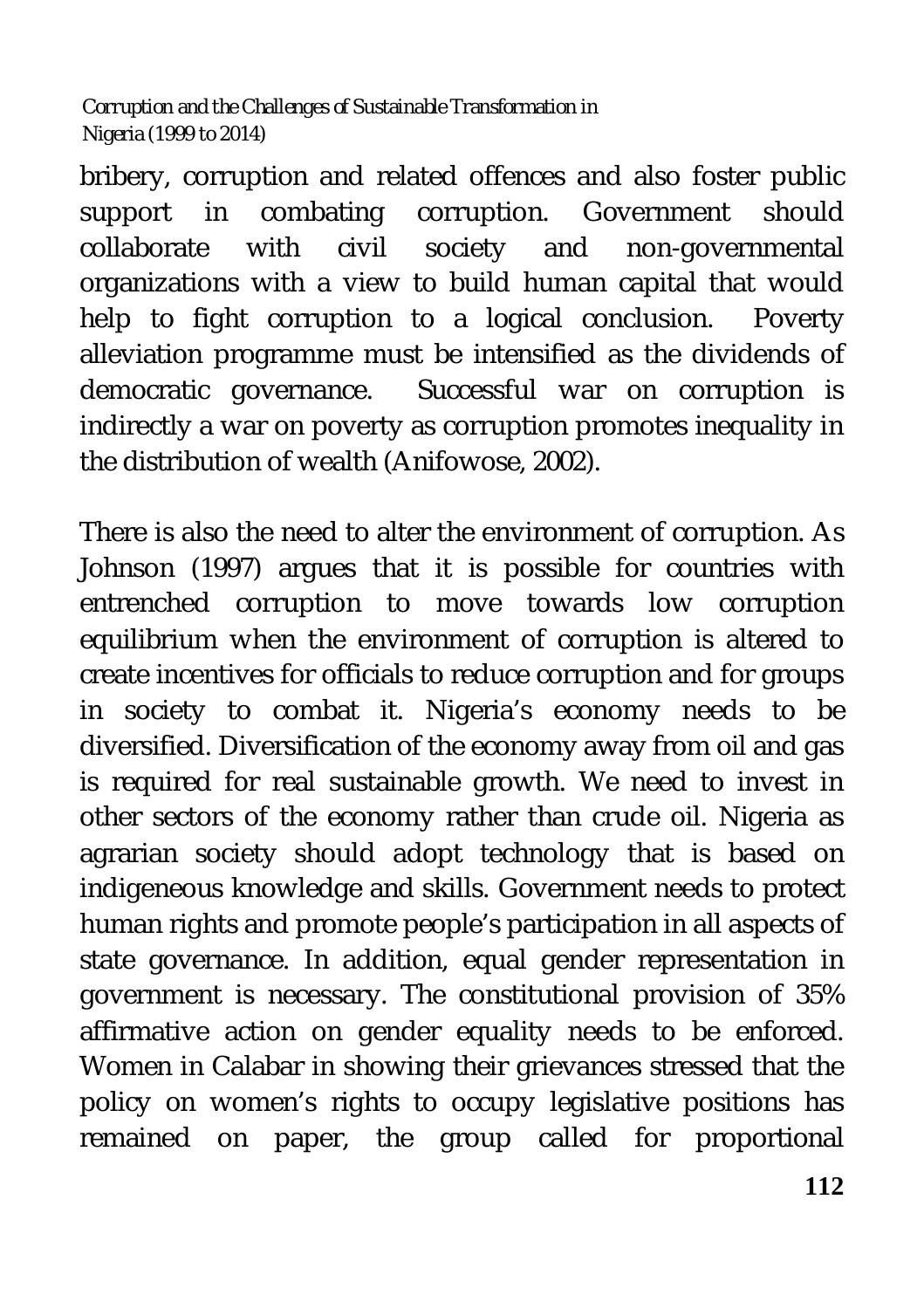bribery, corruption and related offences and also foster public support in combating corruption. Government should collaborate with civil society and non-governmental organizations with a view to build human capital that would help to fight corruption to a logical conclusion. Poverty alleviation programme must be intensified as the dividends of democratic governance. Successful war on corruption is indirectly a war on poverty as corruption promotes inequality in the distribution of wealth (Anifowose, 2002).

There is also the need to alter the environment of corruption. As Johnson (1997) argues that it is possible for countries with entrenched corruption to move towards low corruption equilibrium when the environment of corruption is altered to create incentives for officials to reduce corruption and for groups in society to combat it. Nigeria's economy needs to be diversified. Diversification of the economy away from oil and gas is required for real sustainable growth. We need to invest in other sectors of the economy rather than crude oil. Nigeria as agrarian society should adopt technology that is based on indigeneous knowledge and skills. Government needs to protect human rights and promote people's participation in all aspects of state governance. In addition, equal gender representation in government is necessary. The constitutional provision of 35% affirmative action on gender equality needs to be enforced. Women in Calabar in showing their grievances stressed that the policy on women's rights to occupy legislative positions has remained on paper, the group called for proportional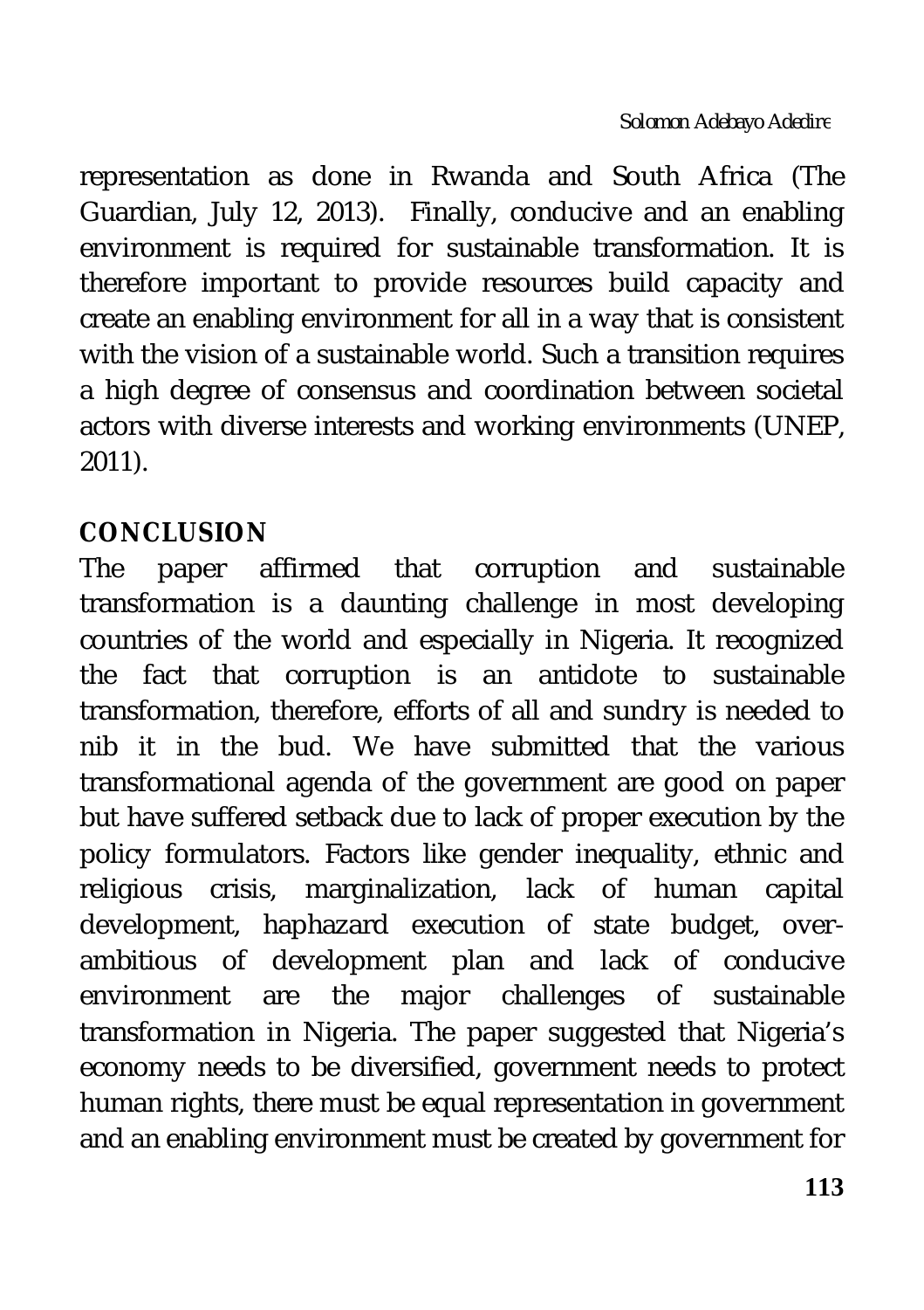representation as done in Rwanda and South Africa (The Guardian, July 12, 2013). Finally, conducive and an enabling environment is required for sustainable transformation. It is therefore important to provide resources build capacity and create an enabling environment for all in a way that is consistent with the vision of a sustainable world. Such a transition requires a high degree of consensus and coordination between societal actors with diverse interests and working environments (UNEP, 2011).

## CONCLUSION

The paper affirmed that corruption and sustainable transformation is a daunting challenge in most developing countries of the world and especially in Nigeria. It recognized the fact that corruption is an antidote to sustainable transformation, therefore, efforts of all and sundry is needed to nib it in the bud. We have submitted that the various transformational agenda of the government are good on paper but have suffered setback due to lack of proper execution by the policy formulators. Factors like gender inequality, ethnic and religious crisis, marginalization, lack of human capital development, haphazard execution of state budget, over-ambitious of development plan and lack of conducive environment are the major challenges of sustainable transformation in Nigeria. The paper suggested that Nigeria's economy needs to be diversified, government needs to protect human rights, there must be equal representation in government and an enabling environment must be created by government for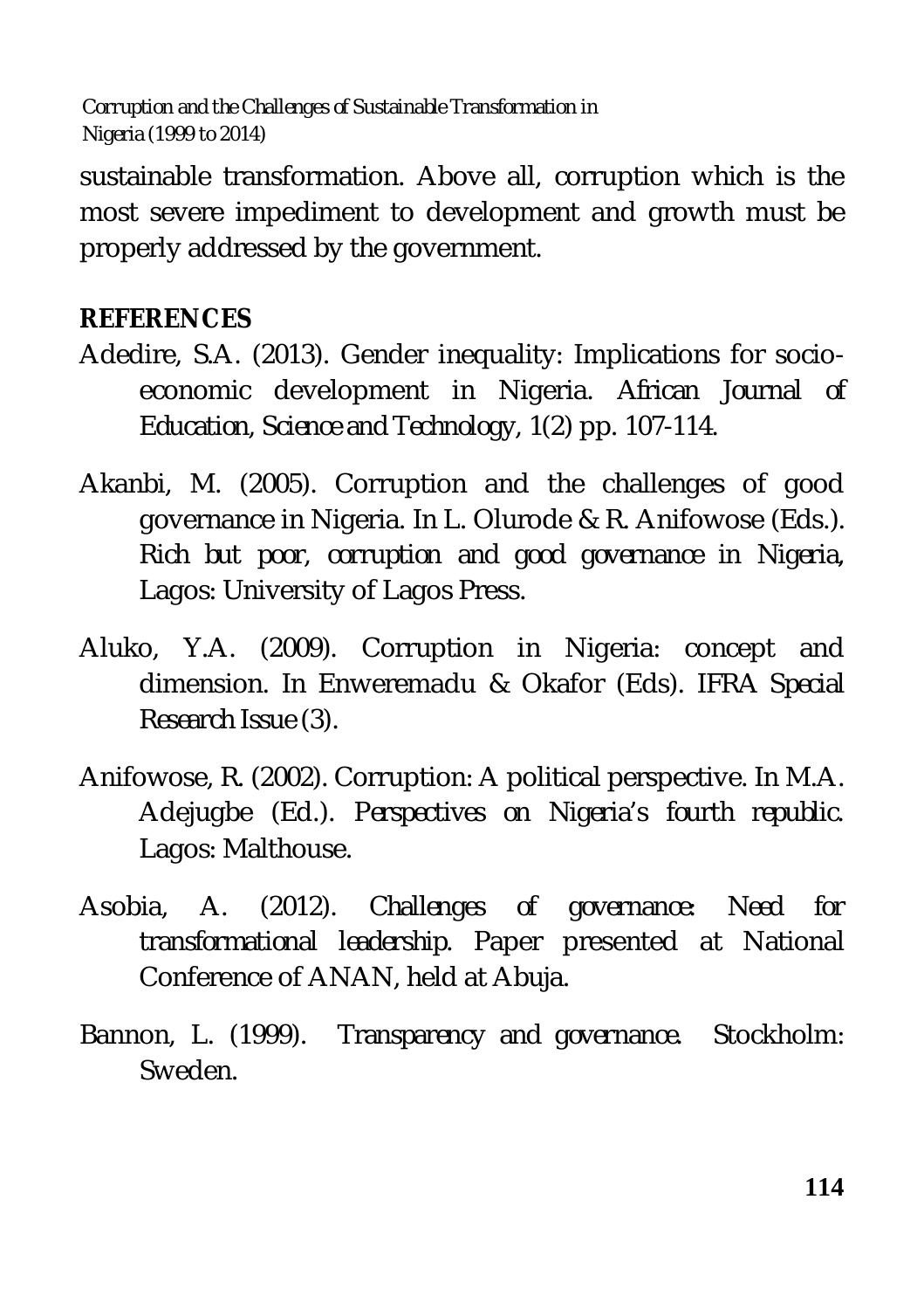sustainable transformation. Above all, corruption which is the most severe impediment to development and growth must be properly addressed by the government.

## REFERENCES

Adedire, S.A. (2013). Gender inequality: Implications for socio-economic development in Nigeria. *African Journal of Education, Science and Technology*, 1(2) pp. 107-114.

Akanbi, M. (2005). Corruption and the challenges of good governance in Nigeria. In L. Olurode & R. Anifowose (Eds.). *Rich but poor, corruption and good governance in Nigeria*, Lagos: University of Lagos Press.

Aluko, Y.A. (2009). Corruption in Nigeria: concept and dimension. In Enweremadu & Okafor (Eds). *IFRA Special Research Issue* (3).

Anifowose, R. (2002). Corruption: A political perspective. In M.A. Adejugbe (Ed.). *Perspectives on Nigeria's fourth republic*. Lagos: Malthouse.

Asobia, A. (2012). *Challenges of governance: Need for transformational leadership*. Paper presented at National Conference of ANAN, held at Abuja.

Bannon, L. (1999). *Transparency and governance*. Stockholm: Sweden.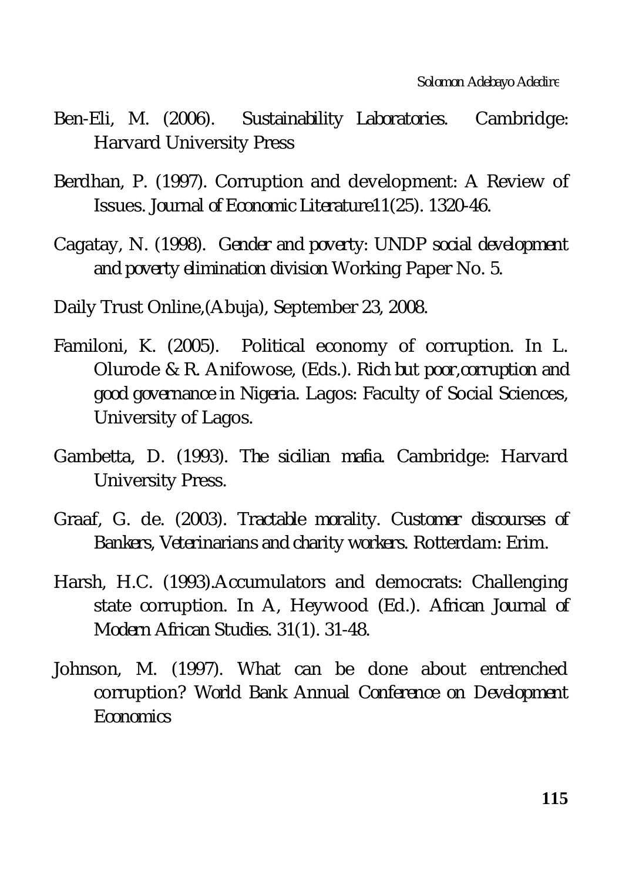Ben-Eli, M. (2006). *Sustainability Laboratories.* Cambridge: Harvard University Press

Berdhan, P. (1997). Corruption and development: A Review of Issues. *Journal of Economic Literature*11(25). 1320-46.

Cagatay, N. (1998). *Gender and poverty: UNDP social development and poverty elimination division* Working Paper No. 5.

Daily Trust Online,(Abuja), September 23, 2008.

Familoni, K. (2005). Political economy of corruption. In L. Olurode & R. Anifowose, (Eds.). *Rich but poor,corruption and good governance in Nigeria.* Lagos: Faculty of Social Sciences, University of Lagos.

Gambetta, D. (1993). *The sicilian mafia.* Cambridge: Harvard University Press.

Graaf, G. de. (2003). *Tractable morality. Customer discourses of Bankers, Veterinarians and charity workers.* Rotterdam: Erim.

Harsh, H.C. (1993).Accumulators and democrats: Challenging state corruption. In A, Heywood (Ed.). *African Journal of Modern African Studies.* 31(1). 31-48.

Johnson, M. (1997). What can be done about entrenched corruption? *World Bank Annual Conference on Development Economics*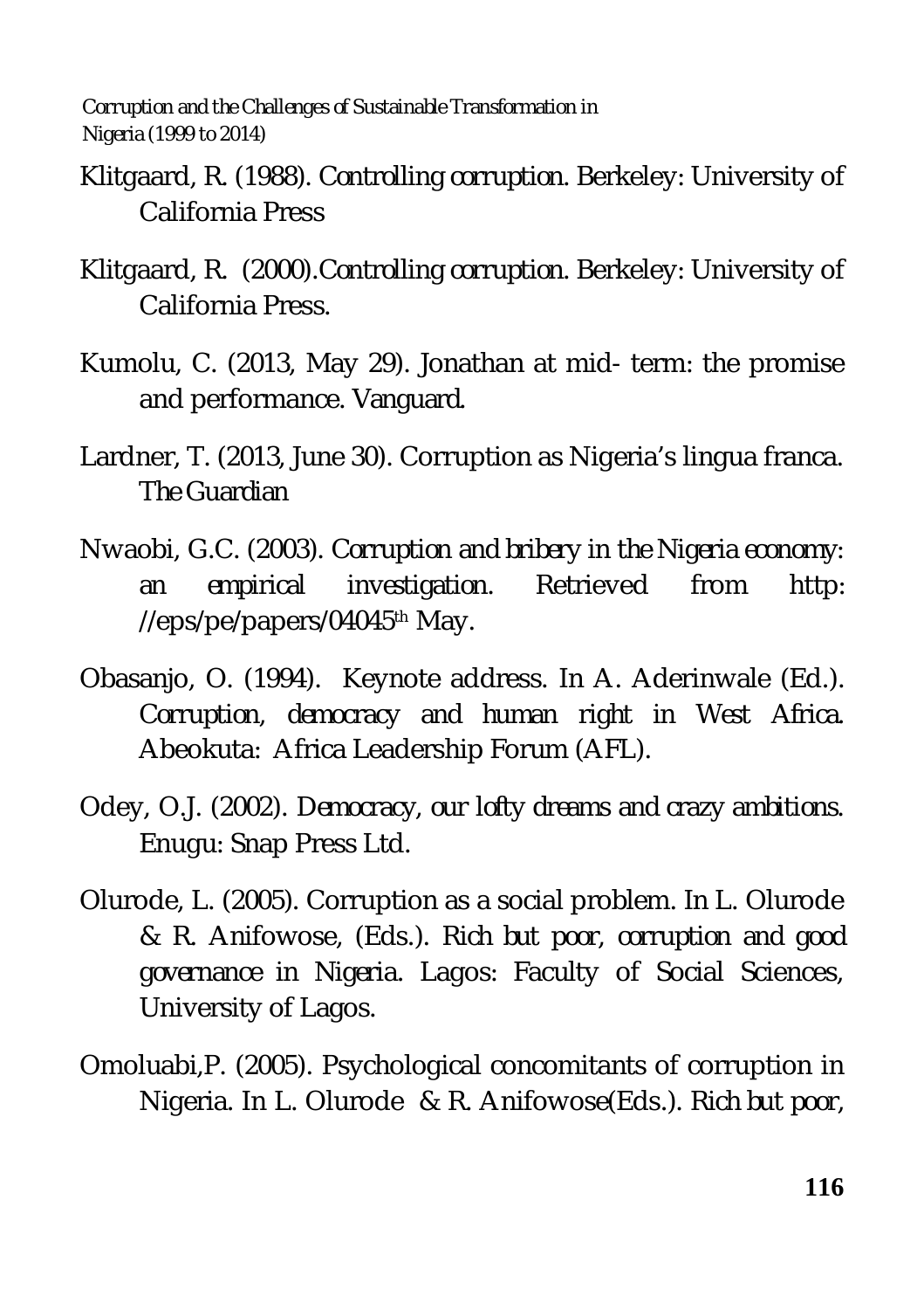Klitgaard, R. (1988). *Controlling corruption*. Berkeley: University of California Press

Klitgaard, R. (2000).*Controlling corruption*. Berkeley: University of California Press.

Kumolu, C. (2013, May 29). Jonathan at mid- term: the promise and performance. *Vanguard*.

Lardner, T. (2013, June 30). Corruption as Nigeria's lingua franca. *The Guardian*

Nwaobi, G.C. (2003). *Corruption and bribery in the Nigeria economy: an empirical investigation*. Retrieved from http: //eps/pe/papers/04045th May.

Obasanjo, O. (1994). Keynote address. In A. Aderinwale (Ed.). *Corruption, democracy and human right in West Africa*. Abeokuta: Africa Leadership Forum (AFL).

Odey, O.J. (2002). *Democracy, our lofty dreams and crazy ambitions*. Enugu: Snap Press Ltd.

Olurode, L. (2005). Corruption as a social problem. In L. Olurode & R. Anifowose, (Eds.). *Rich but poor, corruption and good governance in Nigeria*. Lagos: Faculty of Social Sciences, University of Lagos.

Omoluabi,P. (2005). Psychological concomitants of corruption in Nigeria. In L. Olurode & R. Anifowose(Eds.). *Rich but poor,*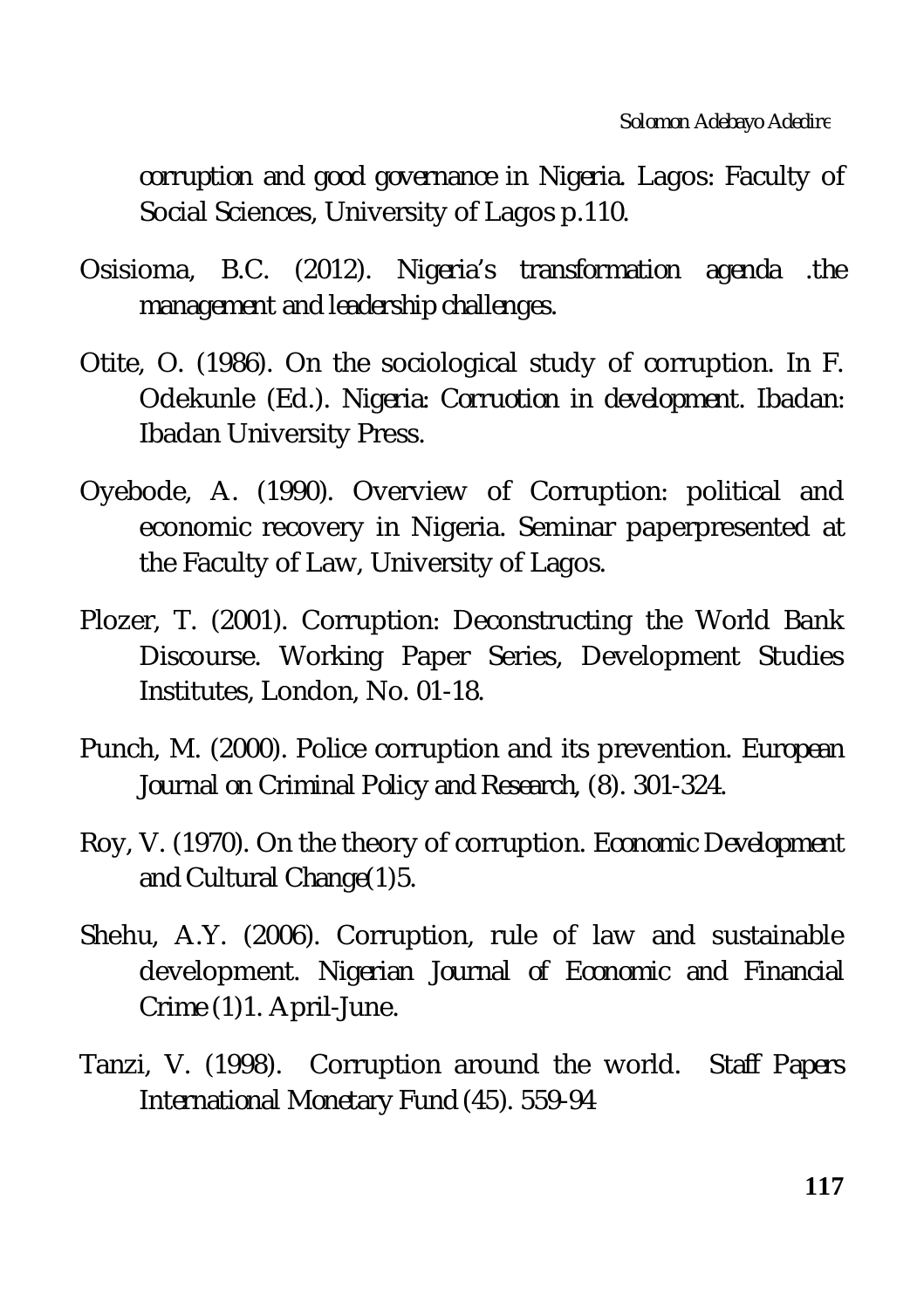*corruption and good governance in Nigeria*. Lagos: Faculty of Social Sciences, University of Lagos p.110.

Osisioma, B.C. (2012). *Nigeria's transformation agenda .the management and leadership challenges*.

Otite, O. (1986). On the sociological study of corruption. In F. Odekunle (Ed.). *Nigeria: Corruotion in development*. Ibadan: Ibadan University Press.

Oyebode, A. (1990). Overview of Corruption: political and economic recovery in Nigeria. Seminar paperpresented at the Faculty of Law, University of Lagos.

Plozer, T. (2001). Corruption: Deconstructing the World Bank Discourse. Working Paper Series, Development Studies Institutes, London, No. 01-18.

Punch, M. (2000). Police corruption and its prevention. *European Journal on Criminal Policy and Research*, (8). 301-324.

Roy, V. (1970). On the theory of corruption. *Economic Development and Cultural Change*(1)5.

Shehu, A.Y. (2006). Corruption, rule of law and sustainable development. *Nigerian Journal of Economic and Financial Crime* (1)1. April-June.

Tanzi, V. (1998). Corruption around the world. *Staff Papers International Monetary Fund* (45). 559-94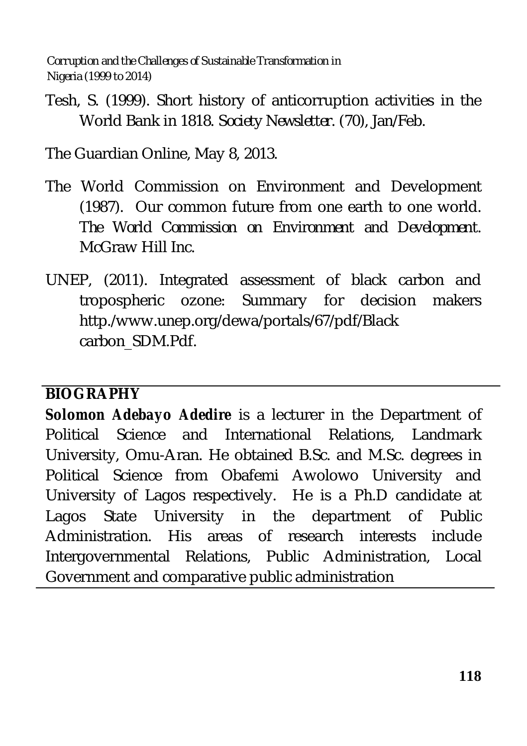Tesh, S. (1999). Short history of anticorruption activities in the World Bank in 1818. *Society Newsletter*. (70), Jan/Feb.

The Guardian Online, May 8, 2013.

The World Commission on Environment and Development (1987). Our common future from one earth to one world. *The World Commission on Environment and Development*. McGraw Hill Inc.

UNEP, (2011). Integrated assessment of black carbon and tropospheric ozone: Summary for decision makers http./www.unep.org/dewa/portals/67/pdf/Black carbon_SDM.Pdf.

---

**BIOGRAPHY**

**Solomon Adebayo Adedire** is a lecturer in the Department of Political Science and International Relations, Landmark University, Omu-Aran. He obtained B.Sc. and M.Sc. degrees in Political Science from Obafemi Awolowo University and University of Lagos respectively. He is a Ph.D candidate at Lagos State University in the department of Public Administration. His areas of research interests include Intergovernmental Relations, Public Administration, Local Government and comparative public administration

---